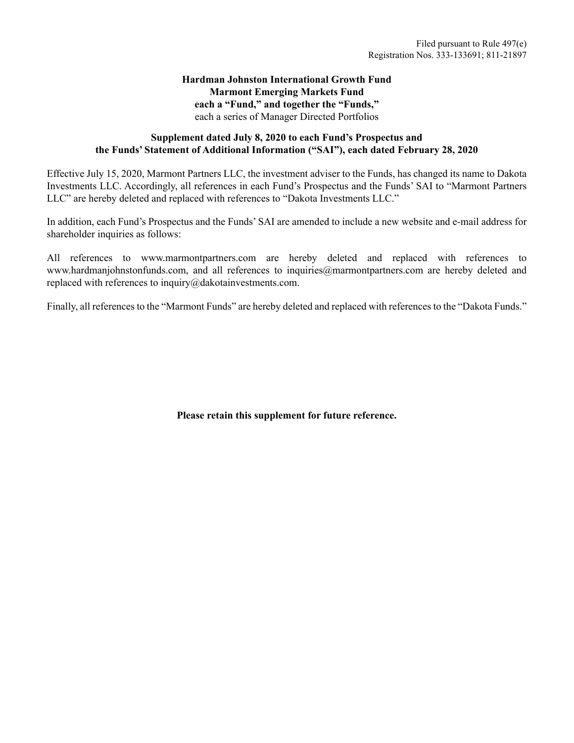Filed pursuant to Rule 497(e)
Registration Nos. 333-133691; 811-21897

**Hardman Johnston International Growth Fund**
**Marmont Emerging Markets Fund**
**each a "Fund," and together the "Funds,"**
each a series of Manager Directed Portfolios

**Supplement dated July 8, 2020 to each Fund's Prospectus and the Funds' Statement of Additional Information ("SAI"), each dated February 28, 2020**

Effective July 15, 2020, Marmont Partners LLC, the investment adviser to the Funds, has changed its name to Dakota Investments LLC. Accordingly, all references in each Fund's Prospectus and the Funds' SAI to "Marmont Partners LLC" are hereby deleted and replaced with references to "Dakota Investments LLC."

In addition, each Fund's Prospectus and the Funds' SAI are amended to include a new website and e-mail address for shareholder inquiries as follows:

All references to www.marmontpartners.com are hereby deleted and replaced with references to www.hardmanjohnstonfunds.com, and all references to inquiries@marmontpartners.com are hereby deleted and replaced with references to inquiry@dakotainvestments.com.

Finally, all references to the "Marmont Funds" are hereby deleted and replaced with references to the "Dakota Funds."

**Please retain this supplement for future reference.**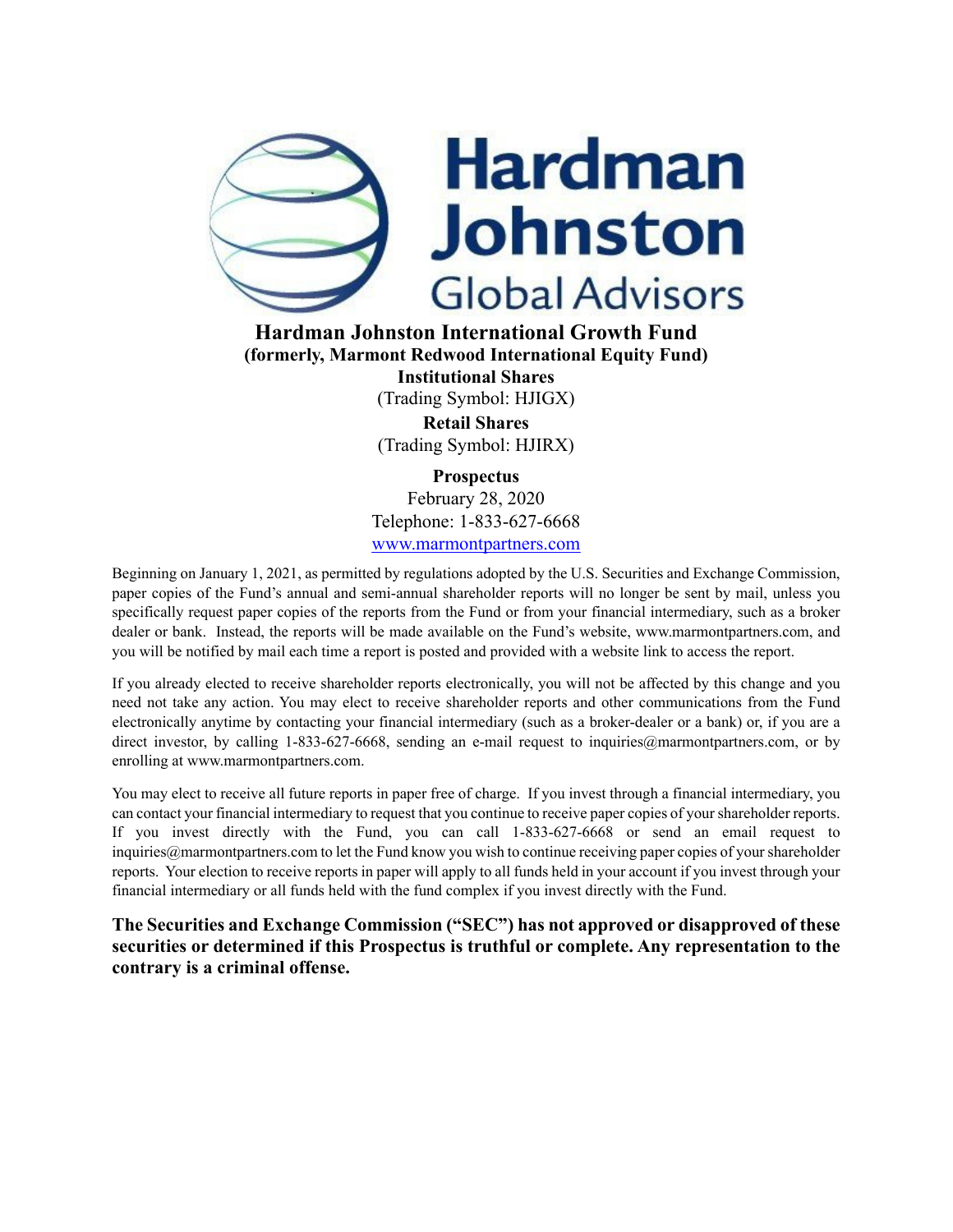# Hardman Johnston International Growth Fund

**(formerly, Marmont Redwood International Equity Fund)**

**Institutional Shares**

(Trading Symbol: HJIGX)

**Retail Shares**

(Trading Symbol: HJIRX)

**Prospectus**

February 28, 2020

Telephone: 1-833-627-6668

www.marmontpartners.com

Beginning on January 1, 2021, as permitted by regulations adopted by the U.S. Securities and Exchange Commission, paper copies of the Fund's annual and semi-annual shareholder reports will no longer be sent by mail, unless you specifically request paper copies of the reports from the Fund or from your financial intermediary, such as a broker dealer or bank. Instead, the reports will be made available on the Fund's website, www.marmontpartners.com, and you will be notified by mail each time a report is posted and provided with a website link to access the report.

If you already elected to receive shareholder reports electronically, you will not be affected by this change and you need not take any action. You may elect to receive shareholder reports and other communications from the Fund electronically anytime by contacting your financial intermediary (such as a broker-dealer or a bank) or, if you are a direct investor, by calling 1-833-627-6668, sending an e-mail request to inquiries@marmontpartners.com, or by enrolling at www.marmontpartners.com.

You may elect to receive all future reports in paper free of charge. If you invest through a financial intermediary, you can contact your financial intermediary to request that you continue to receive paper copies of your shareholder reports. If you invest directly with the Fund, you can call 1-833-627-6668 or send an email request to inquiries@marmontpartners.com to let the Fund know you wish to continue receiving paper copies of your shareholder reports. Your election to receive reports in paper will apply to all funds held in your account if you invest through your financial intermediary or all funds held with the fund complex if you invest directly with the Fund.

**The Securities and Exchange Commission ("SEC") has not approved or disapproved of these securities or determined if this Prospectus is truthful or complete. Any representation to the contrary is a criminal offense.**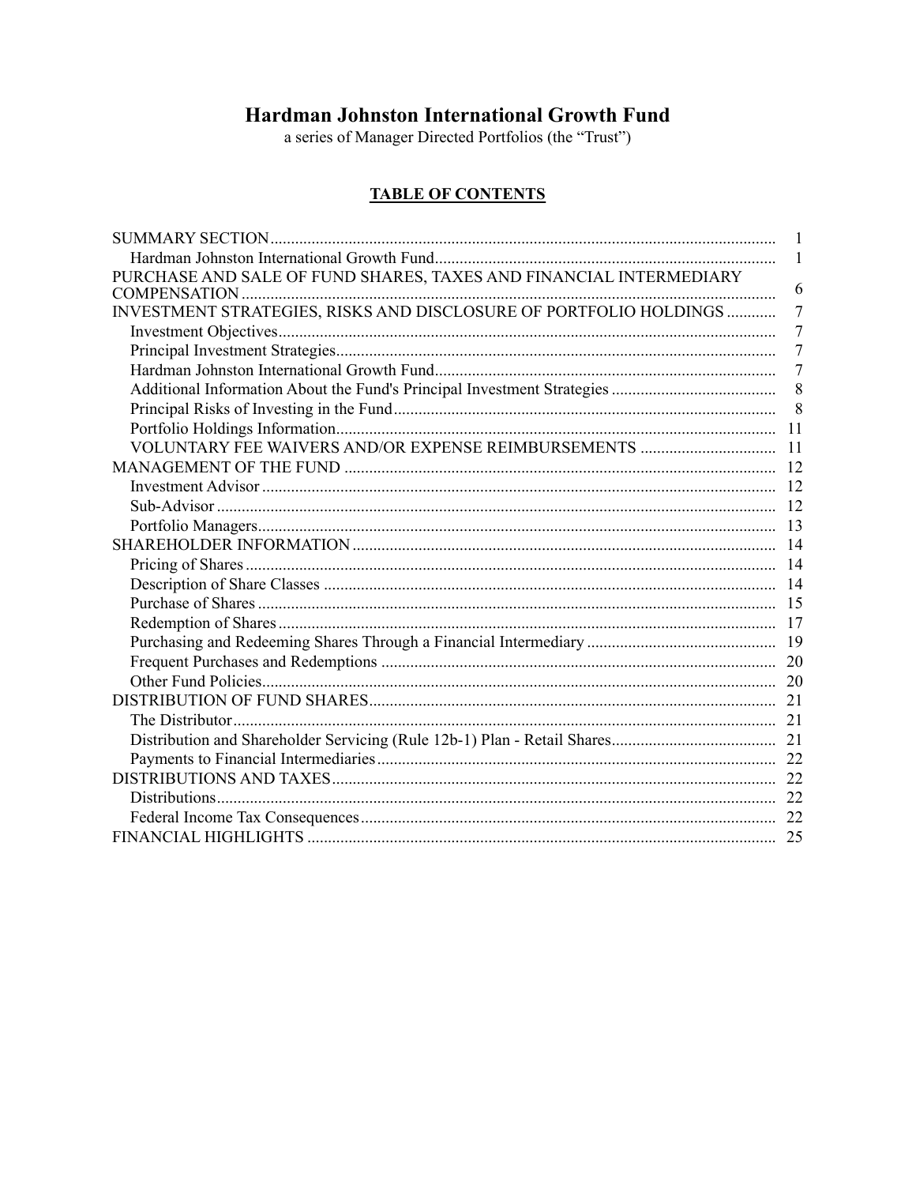# Hardman Johnston International Growth Fund

a series of Manager Directed Portfolios (the "Trust")

## TABLE OF CONTENTS

| | |
|---|---|
| SUMMARY SECTION | 1 |
| Hardman Johnston International Growth Fund | 1 |
| PURCHASE AND SALE OF FUND SHARES, TAXES AND FINANCIAL INTERMEDIARY COMPENSATION | 6 |
| INVESTMENT STRATEGIES, RISKS AND DISCLOSURE OF PORTFOLIO HOLDINGS | 7 |
| Investment Objectives | 7 |
| Principal Investment Strategies | 7 |
| Hardman Johnston International Growth Fund | 7 |
| Additional Information About the Fund's Principal Investment Strategies | 8 |
| Principal Risks of Investing in the Fund | 8 |
| Portfolio Holdings Information | 11 |
| VOLUNTARY FEE WAIVERS AND/OR EXPENSE REIMBURSEMENTS | 11 |
| MANAGEMENT OF THE FUND | 12 |
| Investment Advisor | 12 |
| Sub-Advisor | 12 |
| Portfolio Managers | 13 |
| SHAREHOLDER INFORMATION | 14 |
| Pricing of Shares | 14 |
| Description of Share Classes | 14 |
| Purchase of Shares | 15 |
| Redemption of Shares | 17 |
| Purchasing and Redeeming Shares Through a Financial Intermediary | 19 |
| Frequent Purchases and Redemptions | 20 |
| Other Fund Policies | 20 |
| DISTRIBUTION OF FUND SHARES | 21 |
| The Distributor | 21 |
| Distribution and Shareholder Servicing (Rule 12b-1) Plan - Retail Shares | 21 |
| Payments to Financial Intermediaries | 22 |
| DISTRIBUTIONS AND TAXES | 22 |
| Distributions | 22 |
| Federal Income Tax Consequences | 22 |
| FINANCIAL HIGHLIGHTS | 25 |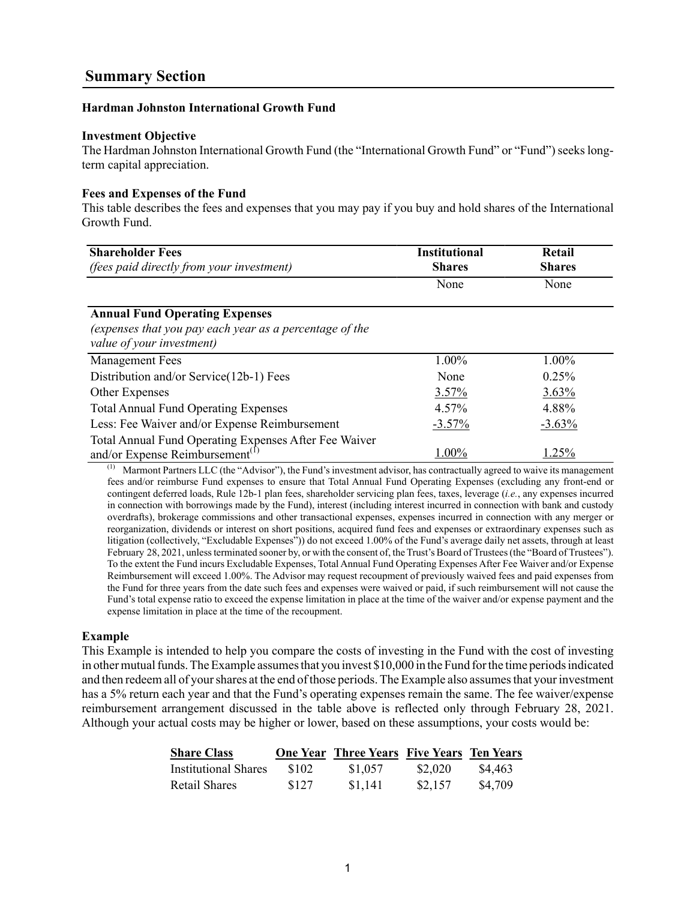## Summary Section

### Hardman Johnston International Growth Fund

**Investment Objective**

The Hardman Johnston International Growth Fund (the "International Growth Fund" or "Fund") seeks long-term capital appreciation.

**Fees and Expenses of the Fund**

This table describes the fees and expenses that you may pay if you buy and hold shares of the International Growth Fund.

| **Shareholder Fees** *(fees paid directly from your investment)* | **Institutional Shares** | **Retail Shares** |
|---|---|---|
| | None | None |
| **Annual Fund Operating Expenses** *(expenses that you pay each year as a percentage of the value of your investment)* | | |
| Management Fees | 1.00% | 1.00% |
| Distribution and/or Service(12b-1) Fees | None | 0.25% |
| Other Expenses | 3.57% | 3.63% |
| Total Annual Fund Operating Expenses | 4.57% | 4.88% |
| Less: Fee Waiver and/or Expense Reimbursement | -3.57% | -3.63% |
| Total Annual Fund Operating Expenses After Fee Waiver and/or Expense Reimbursement[1] | 1.00% | 1.25% |

[1] Marmont Partners LLC (the "Advisor"), the Fund's investment advisor, has contractually agreed to waive its management fees and/or reimburse Fund expenses to ensure that Total Annual Fund Operating Expenses (excluding any front-end or contingent deferred loads, Rule 12b-1 plan fees, shareholder servicing plan fees, taxes, leverage (*i.e.*, any expenses incurred in connection with borrowings made by the Fund), interest (including interest incurred in connection with bank and custody overdrafts), brokerage commissions and other transactional expenses, expenses incurred in connection with any merger or reorganization, dividends or interest on short positions, acquired fund fees and expenses or extraordinary expenses such as litigation (collectively, "Excludable Expenses")) do not exceed 1.00% of the Fund's average daily net assets, through at least February 28, 2021, unless terminated sooner by, or with the consent of, the Trust's Board of Trustees (the "Board of Trustees"). To the extent the Fund incurs Excludable Expenses, Total Annual Fund Operating Expenses After Fee Waiver and/or Expense Reimbursement will exceed 1.00%. The Advisor may request recoupment of previously waived fees and paid expenses from the Fund for three years from the date such fees and expenses were waived or paid, if such reimbursement will not cause the Fund's total expense ratio to exceed the expense limitation in place at the time of the waiver and/or expense payment and the expense limitation in place at the time of the recoupment.

**Example**

This Example is intended to help you compare the costs of investing in the Fund with the cost of investing in other mutual funds. The Example assumes that you invest $10,000 in the Fund for the time periods indicated and then redeem all of your shares at the end of those periods. The Example also assumes that your investment has a 5% return each year and that the Fund's operating expenses remain the same. The fee waiver/expense reimbursement arrangement discussed in the table above is reflected only through February 28, 2021. Although your actual costs may be higher or lower, based on these assumptions, your costs would be:

| Share Class | One Year | Three Years | Five Years | Ten Years |
|---|---|---|---|---|
| Institutional Shares | $102 | $1,057 | $2,020 | $4,463 |
| Retail Shares | $127 | $1,141 | $2,157 | $4,709 |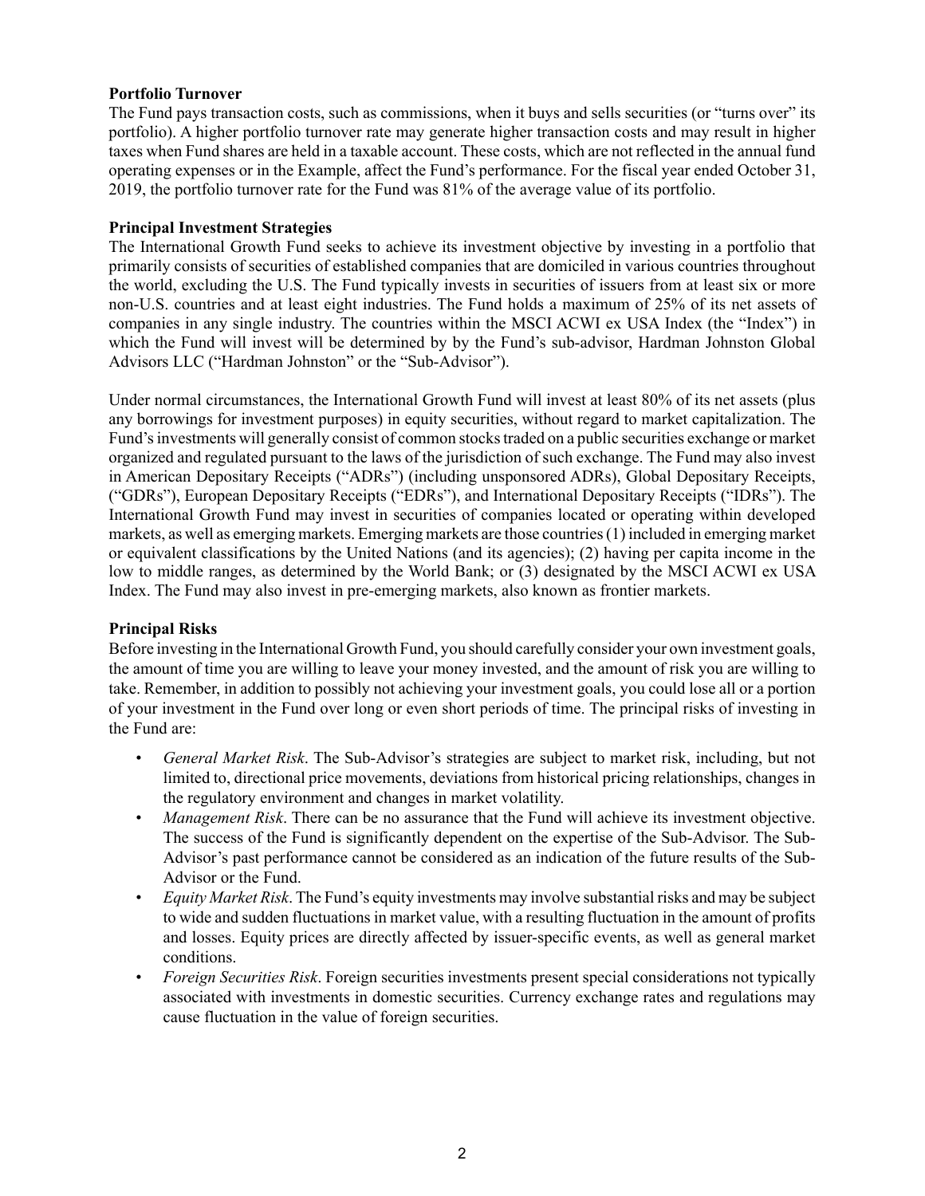**Portfolio Turnover**

The Fund pays transaction costs, such as commissions, when it buys and sells securities (or "turns over" its portfolio). A higher portfolio turnover rate may generate higher transaction costs and may result in higher taxes when Fund shares are held in a taxable account. These costs, which are not reflected in the annual fund operating expenses or in the Example, affect the Fund's performance. For the fiscal year ended October 31, 2019, the portfolio turnover rate for the Fund was 81% of the average value of its portfolio.

**Principal Investment Strategies**

The International Growth Fund seeks to achieve its investment objective by investing in a portfolio that primarily consists of securities of established companies that are domiciled in various countries throughout the world, excluding the U.S. The Fund typically invests in securities of issuers from at least six or more non-U.S. countries and at least eight industries. The Fund holds a maximum of 25% of its net assets of companies in any single industry. The countries within the MSCI ACWI ex USA Index (the "Index") in which the Fund will invest will be determined by by the Fund's sub-advisor, Hardman Johnston Global Advisors LLC ("Hardman Johnston" or the "Sub-Advisor").

Under normal circumstances, the International Growth Fund will invest at least 80% of its net assets (plus any borrowings for investment purposes) in equity securities, without regard to market capitalization. The Fund's investments will generally consist of common stocks traded on a public securities exchange or market organized and regulated pursuant to the laws of the jurisdiction of such exchange. The Fund may also invest in American Depositary Receipts ("ADRs") (including unsponsored ADRs), Global Depositary Receipts, ("GDRs"), European Depositary Receipts ("EDRs"), and International Depositary Receipts ("IDRs"). The International Growth Fund may invest in securities of companies located or operating within developed markets, as well as emerging markets. Emerging markets are those countries (1) included in emerging market or equivalent classifications by the United Nations (and its agencies); (2) having per capita income in the low to middle ranges, as determined by the World Bank; or (3) designated by the MSCI ACWI ex USA Index. The Fund may also invest in pre-emerging markets, also known as frontier markets.

**Principal Risks**

Before investing in the International Growth Fund, you should carefully consider your own investment goals, the amount of time you are willing to leave your money invested, and the amount of risk you are willing to take. Remember, in addition to possibly not achieving your investment goals, you could lose all or a portion of your investment in the Fund over long or even short periods of time. The principal risks of investing in the Fund are:

- *General Market Risk*. The Sub-Advisor's strategies are subject to market risk, including, but not limited to, directional price movements, deviations from historical pricing relationships, changes in the regulatory environment and changes in market volatility.
- *Management Risk*. There can be no assurance that the Fund will achieve its investment objective. The success of the Fund is significantly dependent on the expertise of the Sub-Advisor. The Sub-Advisor's past performance cannot be considered as an indication of the future results of the Sub-Advisor or the Fund.
- *Equity Market Risk*. The Fund's equity investments may involve substantial risks and may be subject to wide and sudden fluctuations in market value, with a resulting fluctuation in the amount of profits and losses. Equity prices are directly affected by issuer-specific events, as well as general market conditions.
- *Foreign Securities Risk*. Foreign securities investments present special considerations not typically associated with investments in domestic securities. Currency exchange rates and regulations may cause fluctuation in the value of foreign securities.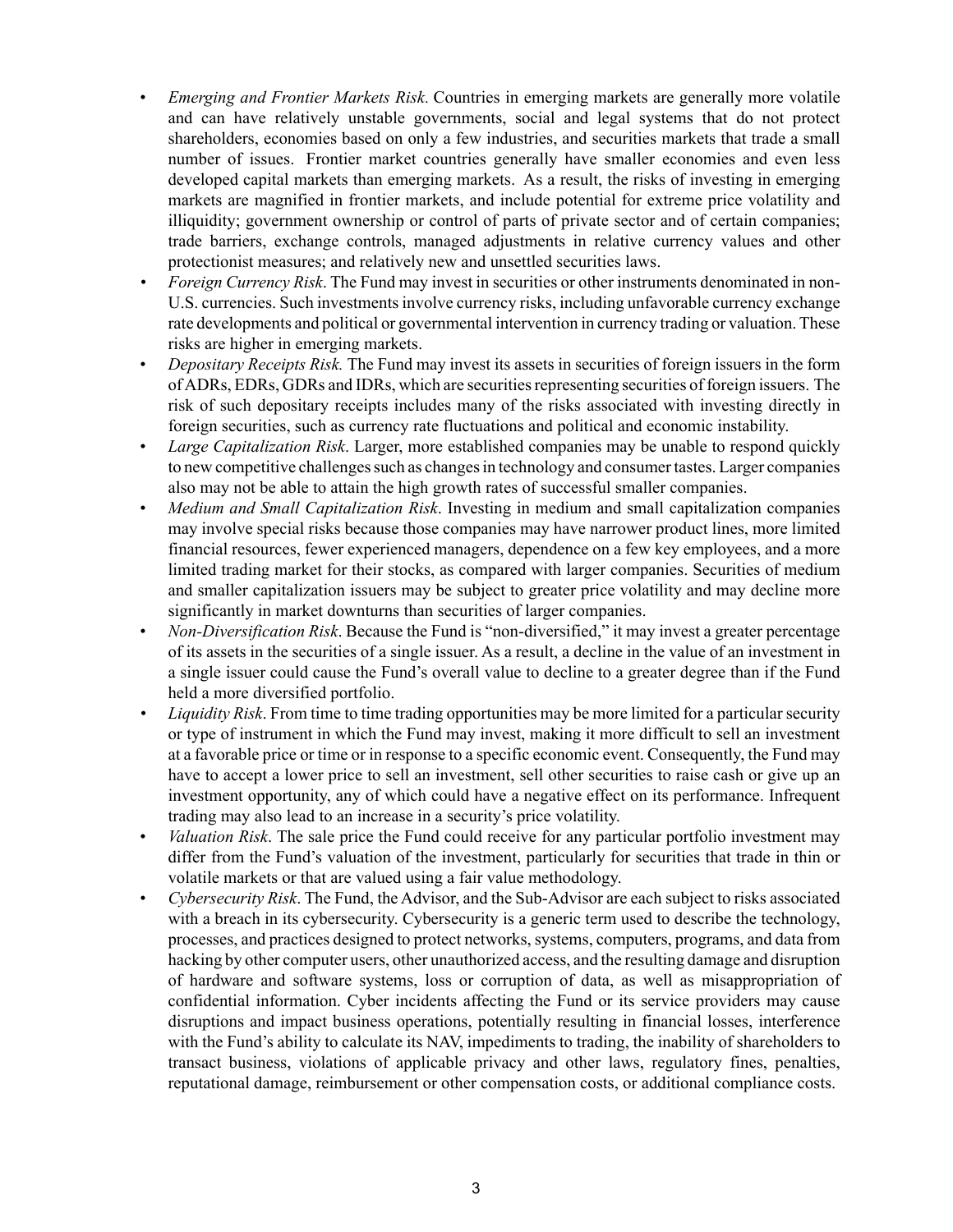- *Emerging and Frontier Markets Risk.* Countries in emerging markets are generally more volatile and can have relatively unstable governments, social and legal systems that do not protect shareholders, economies based on only a few industries, and securities markets that trade a small number of issues. Frontier market countries generally have smaller economies and even less developed capital markets than emerging markets. As a result, the risks of investing in emerging markets are magnified in frontier markets, and include potential for extreme price volatility and illiquidity; government ownership or control of parts of private sector and of certain companies; trade barriers, exchange controls, managed adjustments in relative currency values and other protectionist measures; and relatively new and unsettled securities laws.
- *Foreign Currency Risk*. The Fund may invest in securities or other instruments denominated in non-U.S. currencies. Such investments involve currency risks, including unfavorable currency exchange rate developments and political or governmental intervention in currency trading or valuation. These risks are higher in emerging markets.
- *Depositary Receipts Risk.* The Fund may invest its assets in securities of foreign issuers in the form of ADRs, EDRs, GDRs and IDRs, which are securities representing securities of foreign issuers. The risk of such depositary receipts includes many of the risks associated with investing directly in foreign securities, such as currency rate fluctuations and political and economic instability.
- *Large Capitalization Risk*. Larger, more established companies may be unable to respond quickly to new competitive challenges such as changes in technology and consumer tastes. Larger companies also may not be able to attain the high growth rates of successful smaller companies.
- *Medium and Small Capitalization Risk*. Investing in medium and small capitalization companies may involve special risks because those companies may have narrower product lines, more limited financial resources, fewer experienced managers, dependence on a few key employees, and a more limited trading market for their stocks, as compared with larger companies. Securities of medium and smaller capitalization issuers may be subject to greater price volatility and may decline more significantly in market downturns than securities of larger companies.
- *Non-Diversification Risk*. Because the Fund is "non-diversified," it may invest a greater percentage of its assets in the securities of a single issuer. As a result, a decline in the value of an investment in a single issuer could cause the Fund's overall value to decline to a greater degree than if the Fund held a more diversified portfolio.
- *Liquidity Risk*. From time to time trading opportunities may be more limited for a particular security or type of instrument in which the Fund may invest, making it more difficult to sell an investment at a favorable price or time or in response to a specific economic event. Consequently, the Fund may have to accept a lower price to sell an investment, sell other securities to raise cash or give up an investment opportunity, any of which could have a negative effect on its performance. Infrequent trading may also lead to an increase in a security's price volatility.
- *Valuation Risk*. The sale price the Fund could receive for any particular portfolio investment may differ from the Fund's valuation of the investment, particularly for securities that trade in thin or volatile markets or that are valued using a fair value methodology.
- *Cybersecurity Risk*. The Fund, the Advisor, and the Sub-Advisor are each subject to risks associated with a breach in its cybersecurity. Cybersecurity is a generic term used to describe the technology, processes, and practices designed to protect networks, systems, computers, programs, and data from hacking by other computer users, other unauthorized access, and the resulting damage and disruption of hardware and software systems, loss or corruption of data, as well as misappropriation of confidential information. Cyber incidents affecting the Fund or its service providers may cause disruptions and impact business operations, potentially resulting in financial losses, interference with the Fund's ability to calculate its NAV, impediments to trading, the inability of shareholders to transact business, violations of applicable privacy and other laws, regulatory fines, penalties, reputational damage, reimbursement or other compensation costs, or additional compliance costs.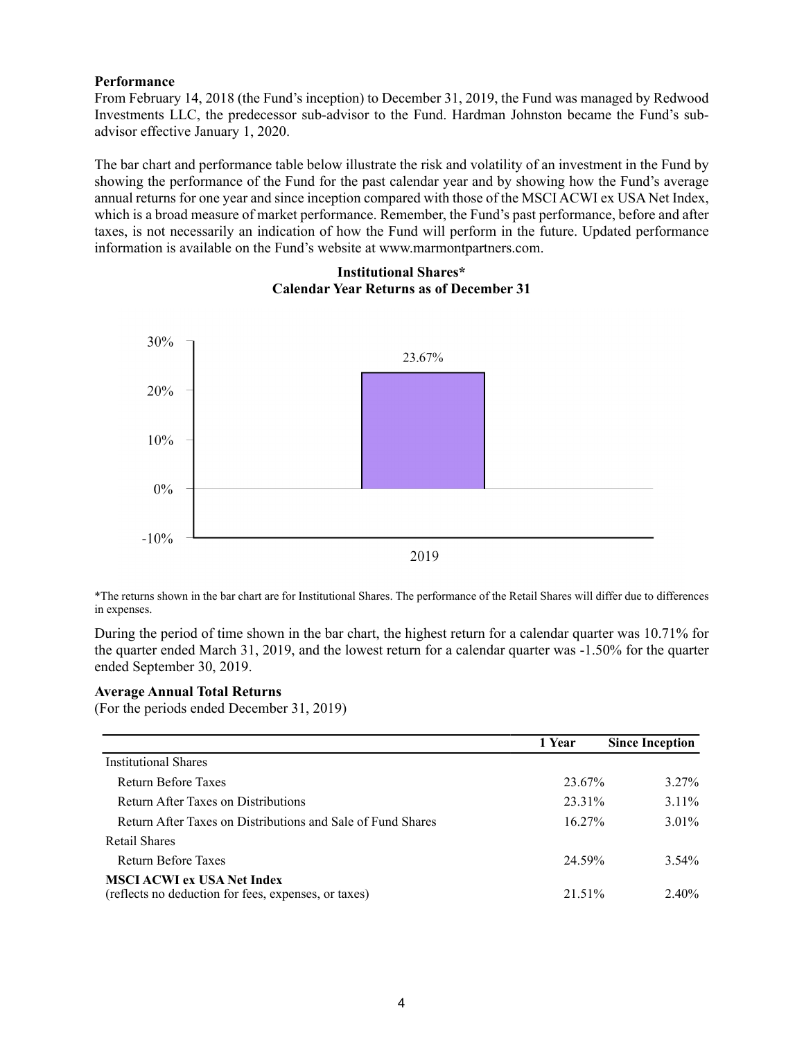**Performance**

From February 14, 2018 (the Fund's inception) to December 31, 2019, the Fund was managed by Redwood Investments LLC, the predecessor sub-advisor to the Fund. Hardman Johnston became the Fund's sub-advisor effective January 1, 2020.

The bar chart and performance table below illustrate the risk and volatility of an investment in the Fund by showing the performance of the Fund for the past calendar year and by showing how the Fund's average annual returns for one year and since inception compared with those of the MSCI ACWI ex USA Net Index, which is a broad measure of market performance. Remember, the Fund's past performance, before and after taxes, is not necessarily an indication of how the Fund will perform in the future. Updated performance information is available on the Fund's website at www.marmontpartners.com.

**Institutional Shares***
**Calendar Year Returns as of December 31**

| Year | Return |
|---|---|
| 2019 | 23.67% |

*The returns shown in the bar chart are for Institutional Shares. The performance of the Retail Shares will differ due to differences in expenses.

During the period of time shown in the bar chart, the highest return for a calendar quarter was 10.71% for the quarter ended March 31, 2019, and the lowest return for a calendar quarter was -1.50% for the quarter ended September 30, 2019.

**Average Annual Total Returns**
(For the periods ended December 31, 2019)

| | 1 Year | Since Inception |
|---|---|---|
| Institutional Shares | | |
| Return Before Taxes | 23.67% | 3.27% |
| Return After Taxes on Distributions | 23.31% | 3.11% |
| Return After Taxes on Distributions and Sale of Fund Shares | 16.27% | 3.01% |
| Retail Shares | | |
| Return Before Taxes | 24.59% | 3.54% |
| **MSCI ACWI ex USA Net Index** (reflects no deduction for fees, expenses, or taxes) | 21.51% | 2.40% |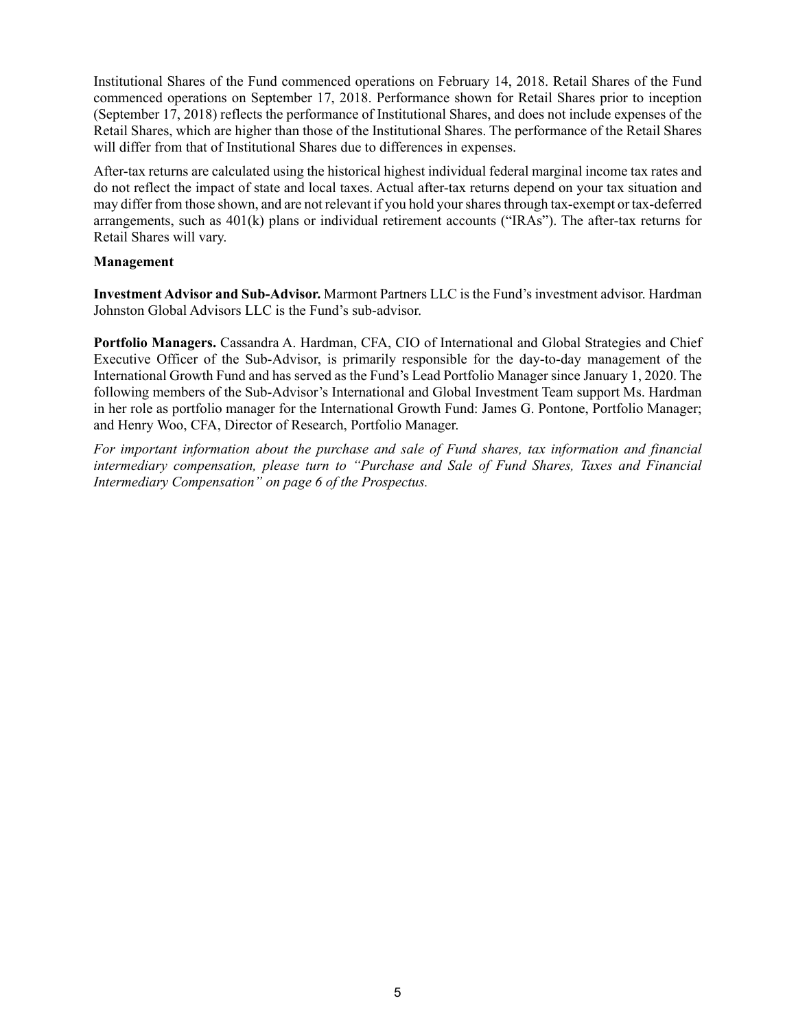Institutional Shares of the Fund commenced operations on February 14, 2018. Retail Shares of the Fund commenced operations on September 17, 2018. Performance shown for Retail Shares prior to inception (September 17, 2018) reflects the performance of Institutional Shares, and does not include expenses of the Retail Shares, which are higher than those of the Institutional Shares. The performance of the Retail Shares will differ from that of Institutional Shares due to differences in expenses.

After-tax returns are calculated using the historical highest individual federal marginal income tax rates and do not reflect the impact of state and local taxes. Actual after-tax returns depend on your tax situation and may differ from those shown, and are not relevant if you hold your shares through tax-exempt or tax-deferred arrangements, such as 401(k) plans or individual retirement accounts ("IRAs"). The after-tax returns for Retail Shares will vary.

**Management**

**Investment Advisor and Sub-Advisor.** Marmont Partners LLC is the Fund's investment advisor. Hardman Johnston Global Advisors LLC is the Fund's sub-advisor.

**Portfolio Managers.** Cassandra A. Hardman, CFA, CIO of International and Global Strategies and Chief Executive Officer of the Sub-Advisor, is primarily responsible for the day-to-day management of the International Growth Fund and has served as the Fund's Lead Portfolio Manager since January 1, 2020. The following members of the Sub-Advisor's International and Global Investment Team support Ms. Hardman in her role as portfolio manager for the International Growth Fund: James G. Pontone, Portfolio Manager; and Henry Woo, CFA, Director of Research, Portfolio Manager.

*For important information about the purchase and sale of Fund shares, tax information and financial intermediary compensation, please turn to "Purchase and Sale of Fund Shares, Taxes and Financial Intermediary Compensation" on page 6 of the Prospectus.*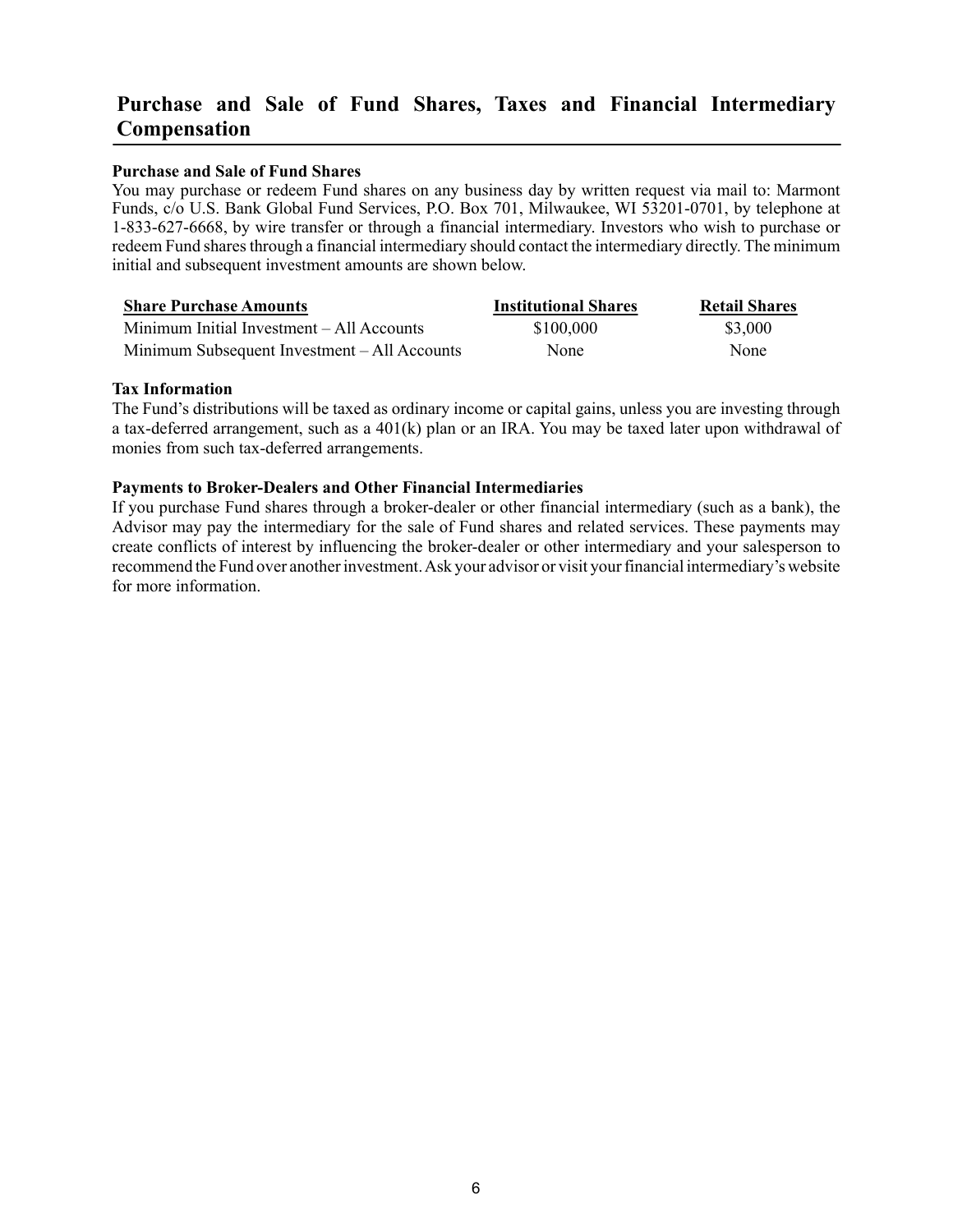## Purchase and Sale of Fund Shares, Taxes and Financial Intermediary Compensation

**Purchase and Sale of Fund Shares**

You may purchase or redeem Fund shares on any business day by written request via mail to: Marmont Funds, c/o U.S. Bank Global Fund Services, P.O. Box 701, Milwaukee, WI 53201-0701, by telephone at 1-833-627-6668, by wire transfer or through a financial intermediary. Investors who wish to purchase or redeem Fund shares through a financial intermediary should contact the intermediary directly. The minimum initial and subsequent investment amounts are shown below.

| Share Purchase Amounts | Institutional Shares | Retail Shares |
|---|---|---|
| Minimum Initial Investment – All Accounts | $100,000 | $3,000 |
| Minimum Subsequent Investment – All Accounts | None | None |

**Tax Information**

The Fund's distributions will be taxed as ordinary income or capital gains, unless you are investing through a tax-deferred arrangement, such as a 401(k) plan or an IRA. You may be taxed later upon withdrawal of monies from such tax-deferred arrangements.

**Payments to Broker-Dealers and Other Financial Intermediaries**

If you purchase Fund shares through a broker-dealer or other financial intermediary (such as a bank), the Advisor may pay the intermediary for the sale of Fund shares and related services. These payments may create conflicts of interest by influencing the broker-dealer or other intermediary and your salesperson to recommend the Fund over another investment. Ask your advisor or visit your financial intermediary's website for more information.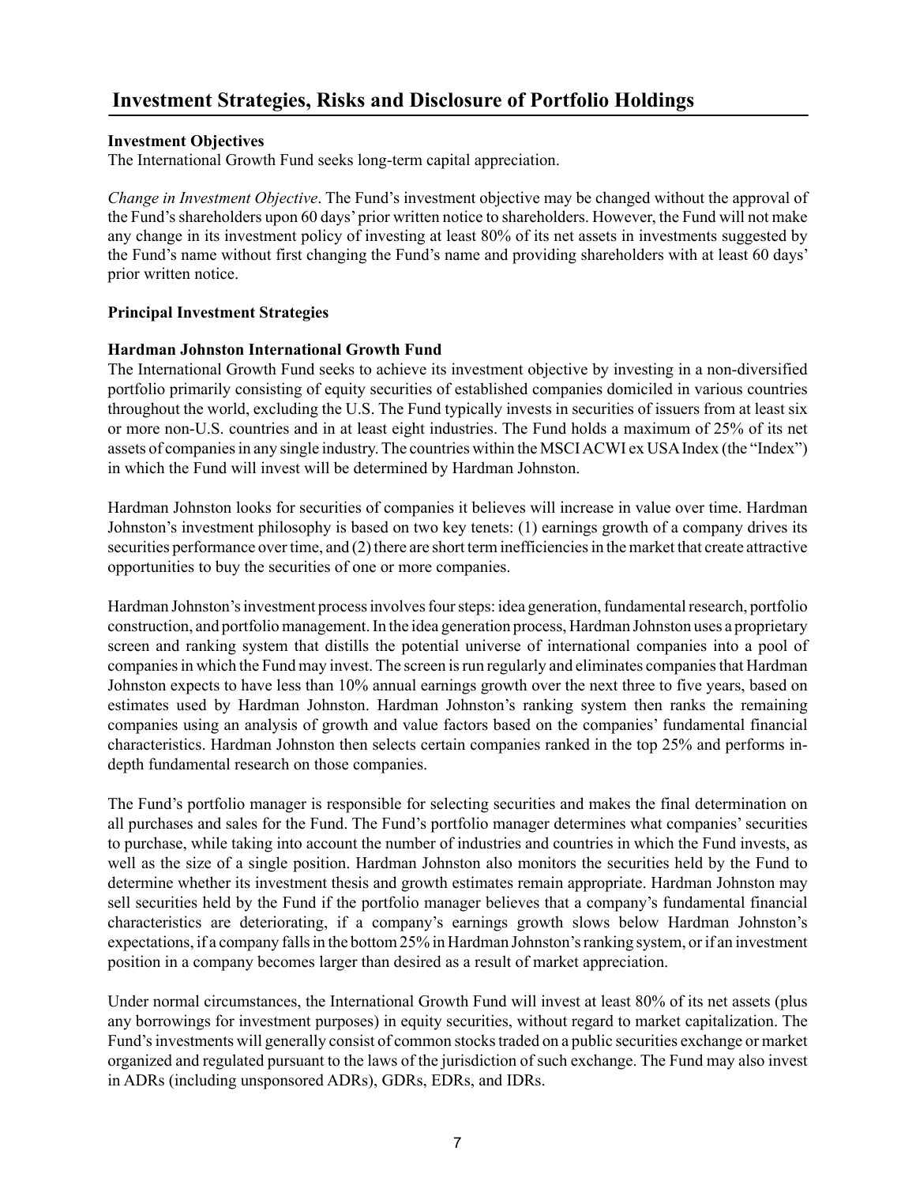# Investment Strategies, Risks and Disclosure of Portfolio Holdings

**Investment Objectives**

The International Growth Fund seeks long-term capital appreciation.

*Change in Investment Objective*. The Fund's investment objective may be changed without the approval of the Fund's shareholders upon 60 days' prior written notice to shareholders. However, the Fund will not make any change in its investment policy of investing at least 80% of its net assets in investments suggested by the Fund's name without first changing the Fund's name and providing shareholders with at least 60 days' prior written notice.

**Principal Investment Strategies**

**Hardman Johnston International Growth Fund**

The International Growth Fund seeks to achieve its investment objective by investing in a non-diversified portfolio primarily consisting of equity securities of established companies domiciled in various countries throughout the world, excluding the U.S. The Fund typically invests in securities of issuers from at least six or more non-U.S. countries and in at least eight industries. The Fund holds a maximum of 25% of its net assets of companies in any single industry. The countries within the MSCI ACWI ex USA Index (the "Index") in which the Fund will invest will be determined by Hardman Johnston.

Hardman Johnston looks for securities of companies it believes will increase in value over time. Hardman Johnston's investment philosophy is based on two key tenets: (1) earnings growth of a company drives its securities performance over time, and (2) there are short term inefficiencies in the market that create attractive opportunities to buy the securities of one or more companies.

Hardman Johnston's investment process involves four steps: idea generation, fundamental research, portfolio construction, and portfolio management. In the idea generation process, Hardman Johnston uses a proprietary screen and ranking system that distills the potential universe of international companies into a pool of companies in which the Fund may invest. The screen is run regularly and eliminates companies that Hardman Johnston expects to have less than 10% annual earnings growth over the next three to five years, based on estimates used by Hardman Johnston. Hardman Johnston's ranking system then ranks the remaining companies using an analysis of growth and value factors based on the companies' fundamental financial characteristics. Hardman Johnston then selects certain companies ranked in the top 25% and performs in-depth fundamental research on those companies.

The Fund's portfolio manager is responsible for selecting securities and makes the final determination on all purchases and sales for the Fund. The Fund's portfolio manager determines what companies' securities to purchase, while taking into account the number of industries and countries in which the Fund invests, as well as the size of a single position. Hardman Johnston also monitors the securities held by the Fund to determine whether its investment thesis and growth estimates remain appropriate. Hardman Johnston may sell securities held by the Fund if the portfolio manager believes that a company's fundamental financial characteristics are deteriorating, if a company's earnings growth slows below Hardman Johnston's expectations, if a company falls in the bottom 25% in Hardman Johnston's ranking system, or if an investment position in a company becomes larger than desired as a result of market appreciation.

Under normal circumstances, the International Growth Fund will invest at least 80% of its net assets (plus any borrowings for investment purposes) in equity securities, without regard to market capitalization. The Fund's investments will generally consist of common stocks traded on a public securities exchange or market organized and regulated pursuant to the laws of the jurisdiction of such exchange. The Fund may also invest in ADRs (including unsponsored ADRs), GDRs, EDRs, and IDRs.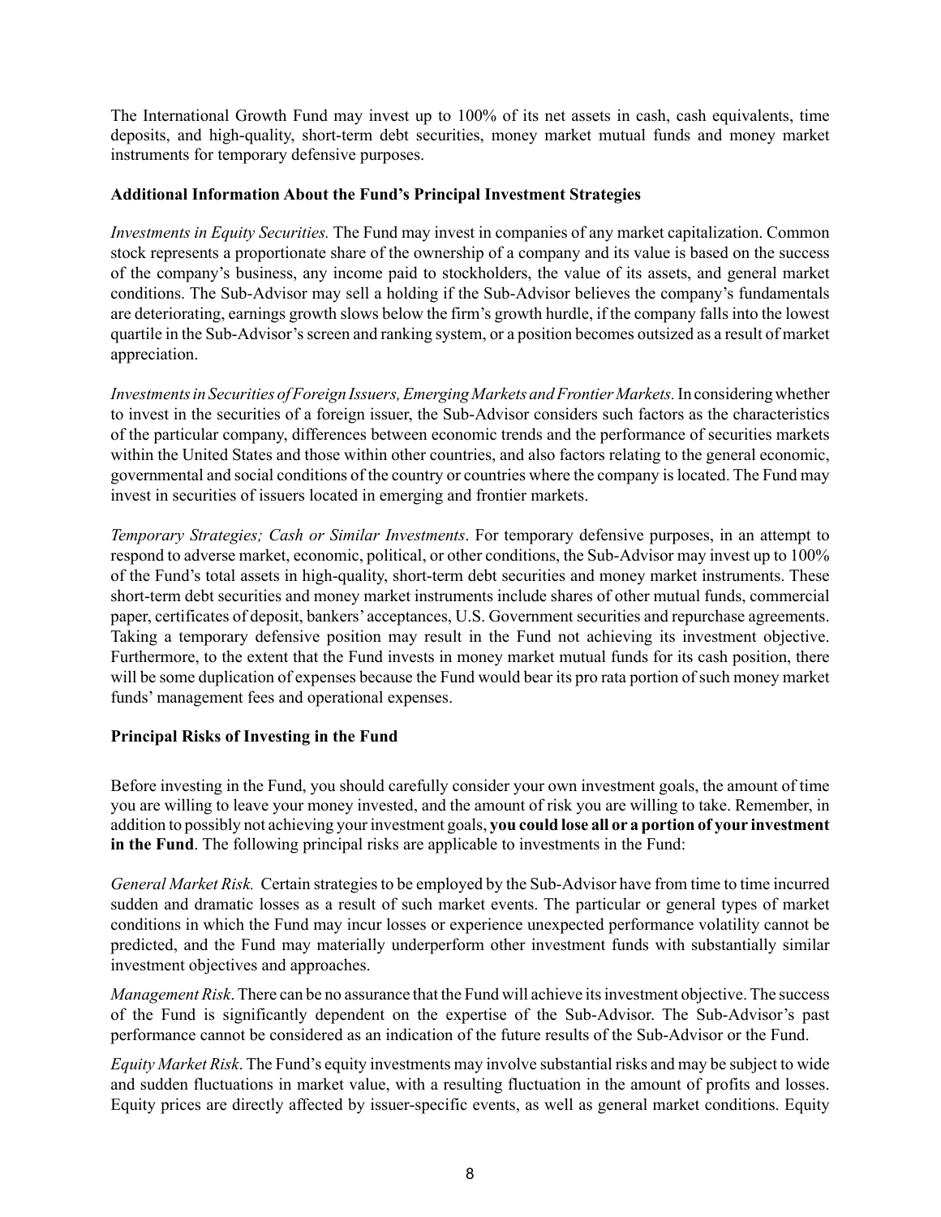The International Growth Fund may invest up to 100% of its net assets in cash, cash equivalents, time deposits, and high-quality, short-term debt securities, money market mutual funds and money market instruments for temporary defensive purposes.

**Additional Information About the Fund's Principal Investment Strategies**

*Investments in Equity Securities.* The Fund may invest in companies of any market capitalization. Common stock represents a proportionate share of the ownership of a company and its value is based on the success of the company's business, any income paid to stockholders, the value of its assets, and general market conditions. The Sub-Advisor may sell a holding if the Sub-Advisor believes the company's fundamentals are deteriorating, earnings growth slows below the firm's growth hurdle, if the company falls into the lowest quartile in the Sub-Advisor's screen and ranking system, or a position becomes outsized as a result of market appreciation.

*Investments in Securities of Foreign Issuers, Emerging Markets and Frontier Markets.* In considering whether to invest in the securities of a foreign issuer, the Sub-Advisor considers such factors as the characteristics of the particular company, differences between economic trends and the performance of securities markets within the United States and those within other countries, and also factors relating to the general economic, governmental and social conditions of the country or countries where the company is located. The Fund may invest in securities of issuers located in emerging and frontier markets.

*Temporary Strategies; Cash or Similar Investments*. For temporary defensive purposes, in an attempt to respond to adverse market, economic, political, or other conditions, the Sub-Advisor may invest up to 100% of the Fund's total assets in high-quality, short-term debt securities and money market instruments. These short-term debt securities and money market instruments include shares of other mutual funds, commercial paper, certificates of deposit, bankers' acceptances, U.S. Government securities and repurchase agreements. Taking a temporary defensive position may result in the Fund not achieving its investment objective. Furthermore, to the extent that the Fund invests in money market mutual funds for its cash position, there will be some duplication of expenses because the Fund would bear its pro rata portion of such money market funds' management fees and operational expenses.

**Principal Risks of Investing in the Fund**

Before investing in the Fund, you should carefully consider your own investment goals, the amount of time you are willing to leave your money invested, and the amount of risk you are willing to take. Remember, in addition to possibly not achieving your investment goals, **you could lose all or a portion of your investment in the Fund**. The following principal risks are applicable to investments in the Fund:

*General Market Risk.* Certain strategies to be employed by the Sub-Advisor have from time to time incurred sudden and dramatic losses as a result of such market events. The particular or general types of market conditions in which the Fund may incur losses or experience unexpected performance volatility cannot be predicted, and the Fund may materially underperform other investment funds with substantially similar investment objectives and approaches.

*Management Risk*. There can be no assurance that the Fund will achieve its investment objective. The success of the Fund is significantly dependent on the expertise of the Sub-Advisor. The Sub-Advisor's past performance cannot be considered as an indication of the future results of the Sub-Advisor or the Fund.

*Equity Market Risk*. The Fund's equity investments may involve substantial risks and may be subject to wide and sudden fluctuations in market value, with a resulting fluctuation in the amount of profits and losses. Equity prices are directly affected by issuer-specific events, as well as general market conditions. Equity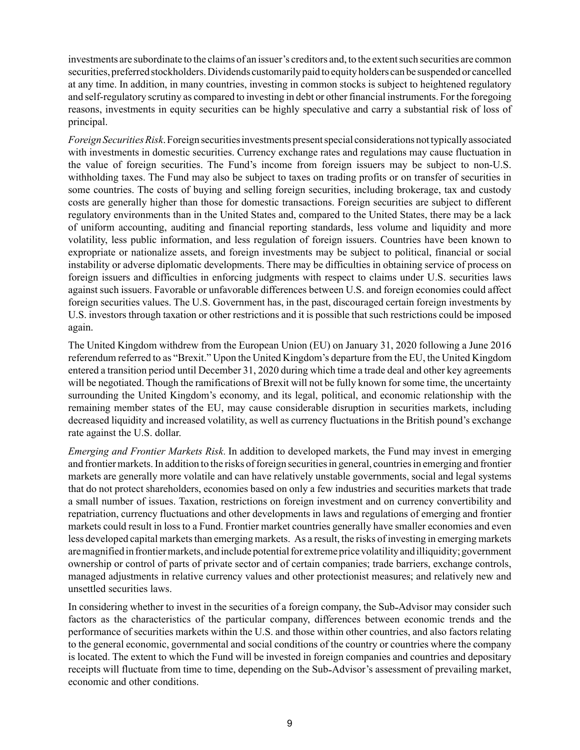investments are subordinate to the claims of an issuer's creditors and, to the extent such securities are common securities, preferred stockholders. Dividends customarily paid to equity holders can be suspended or cancelled at any time. In addition, in many countries, investing in common stocks is subject to heightened regulatory and self-regulatory scrutiny as compared to investing in debt or other financial instruments. For the foregoing reasons, investments in equity securities can be highly speculative and carry a substantial risk of loss of principal.

*Foreign Securities Risk*. Foreign securities investments present special considerations not typically associated with investments in domestic securities. Currency exchange rates and regulations may cause fluctuation in the value of foreign securities. The Fund's income from foreign issuers may be subject to non-U.S. withholding taxes. The Fund may also be subject to taxes on trading profits or on transfer of securities in some countries. The costs of buying and selling foreign securities, including brokerage, tax and custody costs are generally higher than those for domestic transactions. Foreign securities are subject to different regulatory environments than in the United States and, compared to the United States, there may be a lack of uniform accounting, auditing and financial reporting standards, less volume and liquidity and more volatility, less public information, and less regulation of foreign issuers. Countries have been known to expropriate or nationalize assets, and foreign investments may be subject to political, financial or social instability or adverse diplomatic developments. There may be difficulties in obtaining service of process on foreign issuers and difficulties in enforcing judgments with respect to claims under U.S. securities laws against such issuers. Favorable or unfavorable differences between U.S. and foreign economies could affect foreign securities values. The U.S. Government has, in the past, discouraged certain foreign investments by U.S. investors through taxation or other restrictions and it is possible that such restrictions could be imposed again.

The United Kingdom withdrew from the European Union (EU) on January 31, 2020 following a June 2016 referendum referred to as "Brexit." Upon the United Kingdom's departure from the EU, the United Kingdom entered a transition period until December 31, 2020 during which time a trade deal and other key agreements will be negotiated. Though the ramifications of Brexit will not be fully known for some time, the uncertainty surrounding the United Kingdom's economy, and its legal, political, and economic relationship with the remaining member states of the EU, may cause considerable disruption in securities markets, including decreased liquidity and increased volatility, as well as currency fluctuations in the British pound's exchange rate against the U.S. dollar.

*Emerging and Frontier Markets Risk*. In addition to developed markets, the Fund may invest in emerging and frontier markets. In addition to the risks of foreign securities in general, countries in emerging and frontier markets are generally more volatile and can have relatively unstable governments, social and legal systems that do not protect shareholders, economies based on only a few industries and securities markets that trade a small number of issues. Taxation, restrictions on foreign investment and on currency convertibility and repatriation, currency fluctuations and other developments in laws and regulations of emerging and frontier markets could result in loss to a Fund. Frontier market countries generally have smaller economies and even less developed capital markets than emerging markets. As a result, the risks of investing in emerging markets are magnified in frontier markets, and include potential for extreme price volatility and illiquidity; government ownership or control of parts of private sector and of certain companies; trade barriers, exchange controls, managed adjustments in relative currency values and other protectionist measures; and relatively new and unsettled securities laws.

In considering whether to invest in the securities of a foreign company, the Sub-Advisor may consider such factors as the characteristics of the particular company, differences between economic trends and the performance of securities markets within the U.S. and those within other countries, and also factors relating to the general economic, governmental and social conditions of the country or countries where the company is located. The extent to which the Fund will be invested in foreign companies and countries and depositary receipts will fluctuate from time to time, depending on the Sub-Advisor's assessment of prevailing market, economic and other conditions.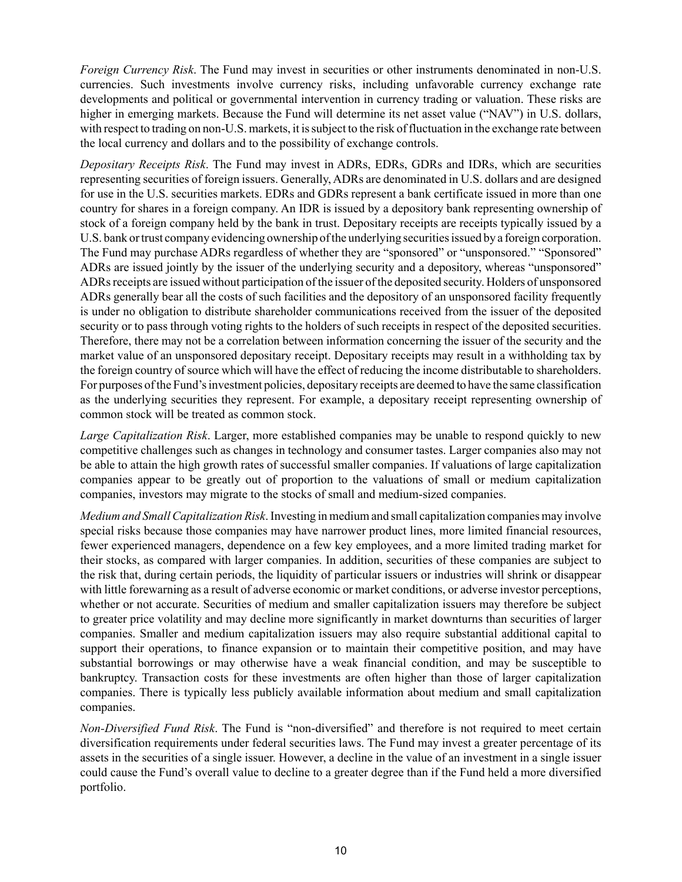*Foreign Currency Risk*. The Fund may invest in securities or other instruments denominated in non-U.S. currencies. Such investments involve currency risks, including unfavorable currency exchange rate developments and political or governmental intervention in currency trading or valuation. These risks are higher in emerging markets. Because the Fund will determine its net asset value ("NAV") in U.S. dollars, with respect to trading on non-U.S. markets, it is subject to the risk of fluctuation in the exchange rate between the local currency and dollars and to the possibility of exchange controls.

*Depositary Receipts Risk*. The Fund may invest in ADRs, EDRs, GDRs and IDRs, which are securities representing securities of foreign issuers. Generally, ADRs are denominated in U.S. dollars and are designed for use in the U.S. securities markets. EDRs and GDRs represent a bank certificate issued in more than one country for shares in a foreign company. An IDR is issued by a depository bank representing ownership of stock of a foreign company held by the bank in trust. Depositary receipts are receipts typically issued by a U.S. bank or trust company evidencing ownership of the underlying securities issued by a foreign corporation. The Fund may purchase ADRs regardless of whether they are "sponsored" or "unsponsored." "Sponsored" ADRs are issued jointly by the issuer of the underlying security and a depository, whereas "unsponsored" ADRs receipts are issued without participation of the issuer of the deposited security. Holders of unsponsored ADRs generally bear all the costs of such facilities and the depository of an unsponsored facility frequently is under no obligation to distribute shareholder communications received from the issuer of the deposited security or to pass through voting rights to the holders of such receipts in respect of the deposited securities. Therefore, there may not be a correlation between information concerning the issuer of the security and the market value of an unsponsored depositary receipt. Depositary receipts may result in a withholding tax by the foreign country of source which will have the effect of reducing the income distributable to shareholders. For purposes of the Fund's investment policies, depositary receipts are deemed to have the same classification as the underlying securities they represent. For example, a depositary receipt representing ownership of common stock will be treated as common stock.

*Large Capitalization Risk*. Larger, more established companies may be unable to respond quickly to new competitive challenges such as changes in technology and consumer tastes. Larger companies also may not be able to attain the high growth rates of successful smaller companies. If valuations of large capitalization companies appear to be greatly out of proportion to the valuations of small or medium capitalization companies, investors may migrate to the stocks of small and medium-sized companies.

*Medium and Small Capitalization Risk*. Investing in medium and small capitalization companies may involve special risks because those companies may have narrower product lines, more limited financial resources, fewer experienced managers, dependence on a few key employees, and a more limited trading market for their stocks, as compared with larger companies. In addition, securities of these companies are subject to the risk that, during certain periods, the liquidity of particular issuers or industries will shrink or disappear with little forewarning as a result of adverse economic or market conditions, or adverse investor perceptions, whether or not accurate. Securities of medium and smaller capitalization issuers may therefore be subject to greater price volatility and may decline more significantly in market downturns than securities of larger companies. Smaller and medium capitalization issuers may also require substantial additional capital to support their operations, to finance expansion or to maintain their competitive position, and may have substantial borrowings or may otherwise have a weak financial condition, and may be susceptible to bankruptcy. Transaction costs for these investments are often higher than those of larger capitalization companies. There is typically less publicly available information about medium and small capitalization companies.

*Non-Diversified Fund Risk*. The Fund is "non-diversified" and therefore is not required to meet certain diversification requirements under federal securities laws. The Fund may invest a greater percentage of its assets in the securities of a single issuer. However, a decline in the value of an investment in a single issuer could cause the Fund's overall value to decline to a greater degree than if the Fund held a more diversified portfolio.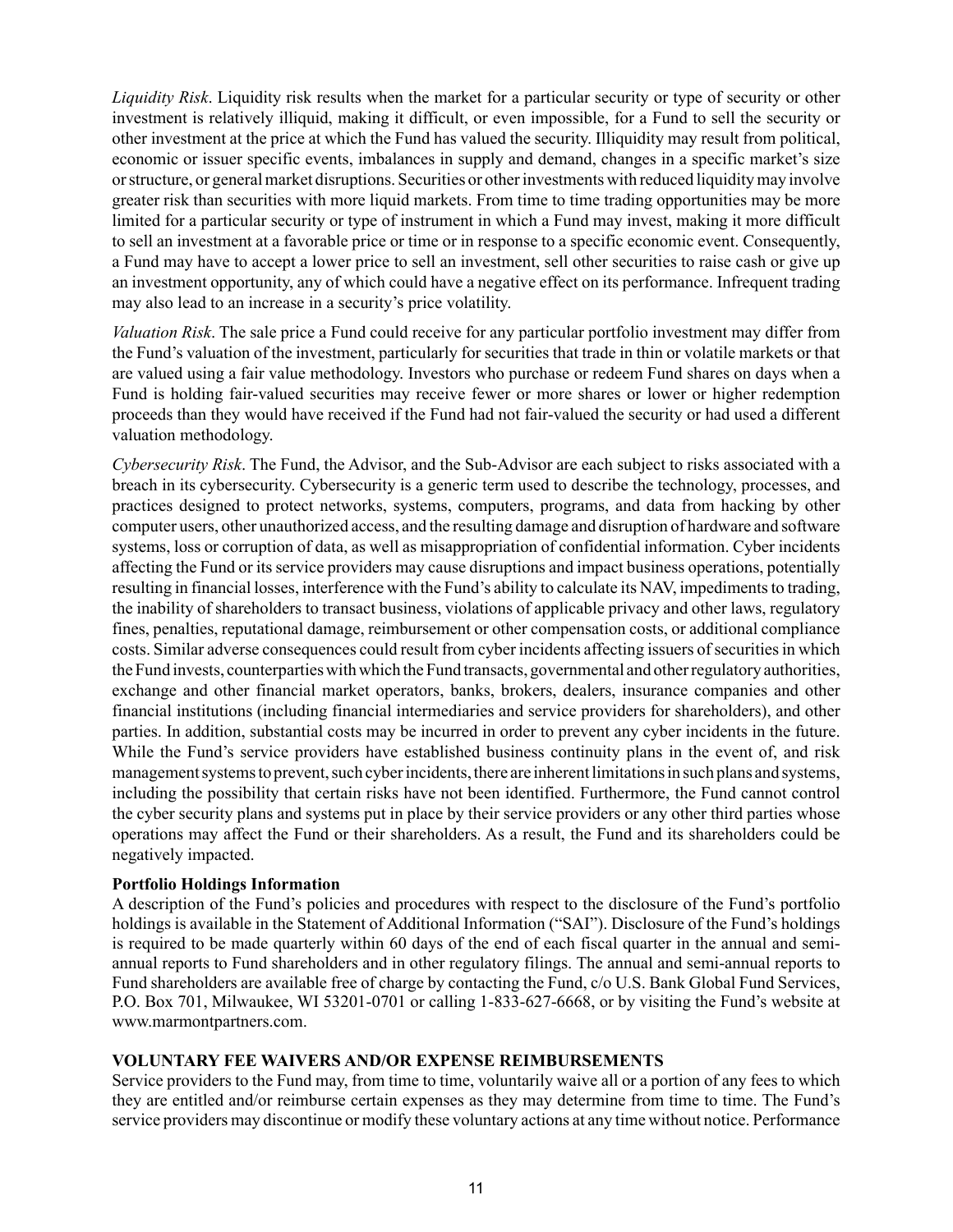*Liquidity Risk*. Liquidity risk results when the market for a particular security or type of security or other investment is relatively illiquid, making it difficult, or even impossible, for a Fund to sell the security or other investment at the price at which the Fund has valued the security. Illiquidity may result from political, economic or issuer specific events, imbalances in supply and demand, changes in a specific market's size or structure, or general market disruptions. Securities or other investments with reduced liquidity may involve greater risk than securities with more liquid markets. From time to time trading opportunities may be more limited for a particular security or type of instrument in which a Fund may invest, making it more difficult to sell an investment at a favorable price or time or in response to a specific economic event. Consequently, a Fund may have to accept a lower price to sell an investment, sell other securities to raise cash or give up an investment opportunity, any of which could have a negative effect on its performance. Infrequent trading may also lead to an increase in a security's price volatility.

*Valuation Risk*. The sale price a Fund could receive for any particular portfolio investment may differ from the Fund's valuation of the investment, particularly for securities that trade in thin or volatile markets or that are valued using a fair value methodology. Investors who purchase or redeem Fund shares on days when a Fund is holding fair-valued securities may receive fewer or more shares or lower or higher redemption proceeds than they would have received if the Fund had not fair-valued the security or had used a different valuation methodology.

*Cybersecurity Risk*. The Fund, the Advisor, and the Sub-Advisor are each subject to risks associated with a breach in its cybersecurity. Cybersecurity is a generic term used to describe the technology, processes, and practices designed to protect networks, systems, computers, programs, and data from hacking by other computer users, other unauthorized access, and the resulting damage and disruption of hardware and software systems, loss or corruption of data, as well as misappropriation of confidential information. Cyber incidents affecting the Fund or its service providers may cause disruptions and impact business operations, potentially resulting in financial losses, interference with the Fund's ability to calculate its NAV, impediments to trading, the inability of shareholders to transact business, violations of applicable privacy and other laws, regulatory fines, penalties, reputational damage, reimbursement or other compensation costs, or additional compliance costs. Similar adverse consequences could result from cyber incidents affecting issuers of securities in which the Fund invests, counterparties with which the Fund transacts, governmental and other regulatory authorities, exchange and other financial market operators, banks, brokers, dealers, insurance companies and other financial institutions (including financial intermediaries and service providers for shareholders), and other parties. In addition, substantial costs may be incurred in order to prevent any cyber incidents in the future. While the Fund's service providers have established business continuity plans in the event of, and risk management systems to prevent, such cyber incidents, there are inherent limitations in such plans and systems, including the possibility that certain risks have not been identified. Furthermore, the Fund cannot control the cyber security plans and systems put in place by their service providers or any other third parties whose operations may affect the Fund or their shareholders. As a result, the Fund and its shareholders could be negatively impacted.

**Portfolio Holdings Information**

A description of the Fund's policies and procedures with respect to the disclosure of the Fund's portfolio holdings is available in the Statement of Additional Information ("SAI"). Disclosure of the Fund's holdings is required to be made quarterly within 60 days of the end of each fiscal quarter in the annual and semi-annual reports to Fund shareholders and in other regulatory filings. The annual and semi-annual reports to Fund shareholders are available free of charge by contacting the Fund, c/o U.S. Bank Global Fund Services, P.O. Box 701, Milwaukee, WI 53201-0701 or calling 1-833-627-6668, or by visiting the Fund's website at www.marmontpartners.com.

## VOLUNTARY FEE WAIVERS AND/OR EXPENSE REIMBURSEMENTS

Service providers to the Fund may, from time to time, voluntarily waive all or a portion of any fees to which they are entitled and/or reimburse certain expenses as they may determine from time to time. The Fund's service providers may discontinue or modify these voluntary actions at any time without notice. Performance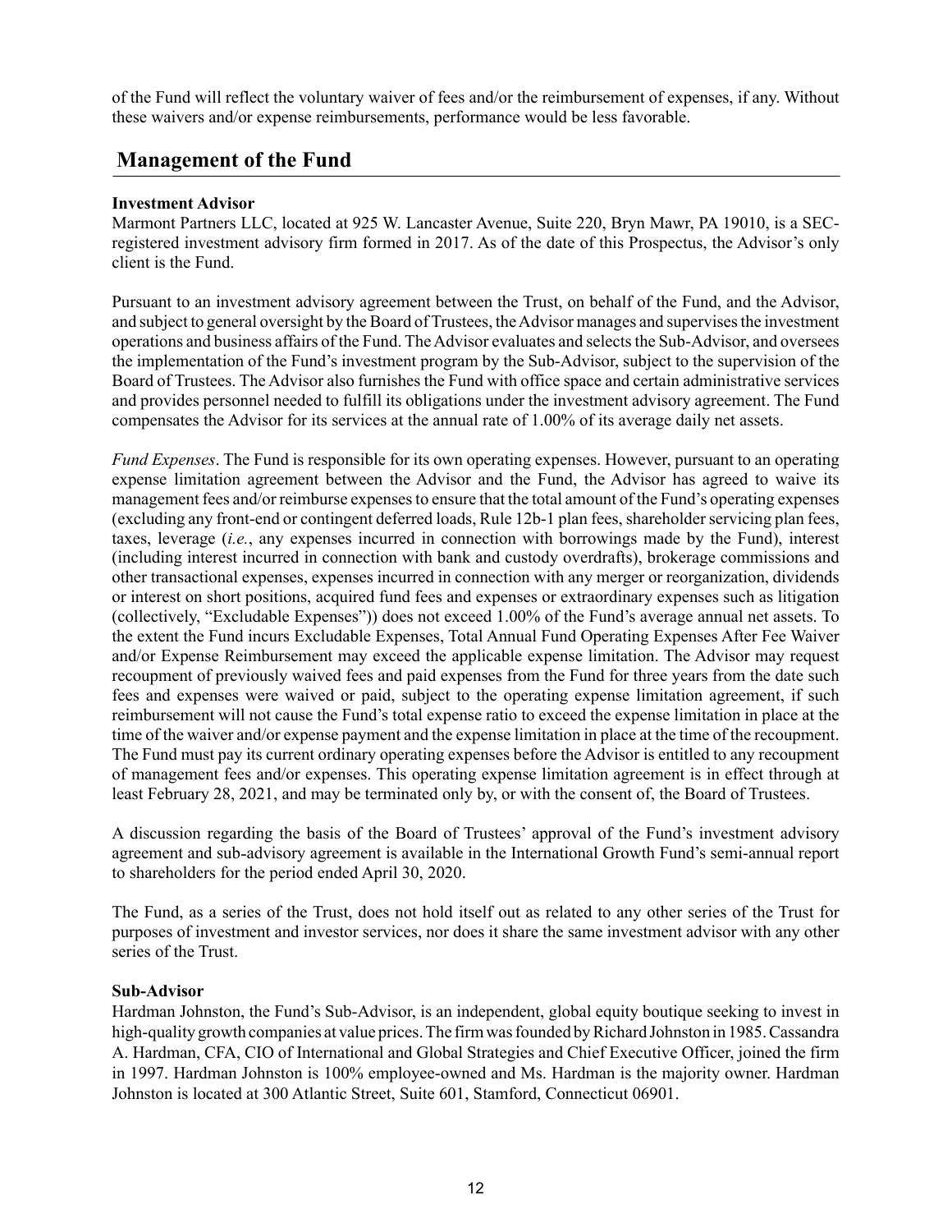of the Fund will reflect the voluntary waiver of fees and/or the reimbursement of expenses, if any. Without these waivers and/or expense reimbursements, performance would be less favorable.

## Management of the Fund

**Investment Advisor**

Marmont Partners LLC, located at 925 W. Lancaster Avenue, Suite 220, Bryn Mawr, PA 19010, is a SEC-registered investment advisory firm formed in 2017. As of the date of this Prospectus, the Advisor's only client is the Fund.

Pursuant to an investment advisory agreement between the Trust, on behalf of the Fund, and the Advisor, and subject to general oversight by the Board of Trustees, the Advisor manages and supervises the investment operations and business affairs of the Fund. The Advisor evaluates and selects the Sub-Advisor, and oversees the implementation of the Fund's investment program by the Sub-Advisor, subject to the supervision of the Board of Trustees. The Advisor also furnishes the Fund with office space and certain administrative services and provides personnel needed to fulfill its obligations under the investment advisory agreement. The Fund compensates the Advisor for its services at the annual rate of 1.00% of its average daily net assets.

*Fund Expenses*. The Fund is responsible for its own operating expenses. However, pursuant to an operating expense limitation agreement between the Advisor and the Fund, the Advisor has agreed to waive its management fees and/or reimburse expenses to ensure that the total amount of the Fund's operating expenses (excluding any front-end or contingent deferred loads, Rule 12b-1 plan fees, shareholder servicing plan fees, taxes, leverage (*i.e.*, any expenses incurred in connection with borrowings made by the Fund), interest (including interest incurred in connection with bank and custody overdrafts), brokerage commissions and other transactional expenses, expenses incurred in connection with any merger or reorganization, dividends or interest on short positions, acquired fund fees and expenses or extraordinary expenses such as litigation (collectively, "Excludable Expenses")) does not exceed 1.00% of the Fund's average annual net assets. To the extent the Fund incurs Excludable Expenses, Total Annual Fund Operating Expenses After Fee Waiver and/or Expense Reimbursement may exceed the applicable expense limitation. The Advisor may request recoupment of previously waived fees and paid expenses from the Fund for three years from the date such fees and expenses were waived or paid, subject to the operating expense limitation agreement, if such reimbursement will not cause the Fund's total expense ratio to exceed the expense limitation in place at the time of the waiver and/or expense payment and the expense limitation in place at the time of the recoupment. The Fund must pay its current ordinary operating expenses before the Advisor is entitled to any recoupment of management fees and/or expenses. This operating expense limitation agreement is in effect through at least February 28, 2021, and may be terminated only by, or with the consent of, the Board of Trustees.

A discussion regarding the basis of the Board of Trustees' approval of the Fund's investment advisory agreement and sub-advisory agreement is available in the International Growth Fund's semi-annual report to shareholders for the period ended April 30, 2020.

The Fund, as a series of the Trust, does not hold itself out as related to any other series of the Trust for purposes of investment and investor services, nor does it share the same investment advisor with any other series of the Trust.

**Sub-Advisor**

Hardman Johnston, the Fund's Sub-Advisor, is an independent, global equity boutique seeking to invest in high-quality growth companies at value prices. The firm was founded by Richard Johnston in 1985. Cassandra A. Hardman, CFA, CIO of International and Global Strategies and Chief Executive Officer, joined the firm in 1997. Hardman Johnston is 100% employee-owned and Ms. Hardman is the majority owner. Hardman Johnston is located at 300 Atlantic Street, Suite 601, Stamford, Connecticut 06901.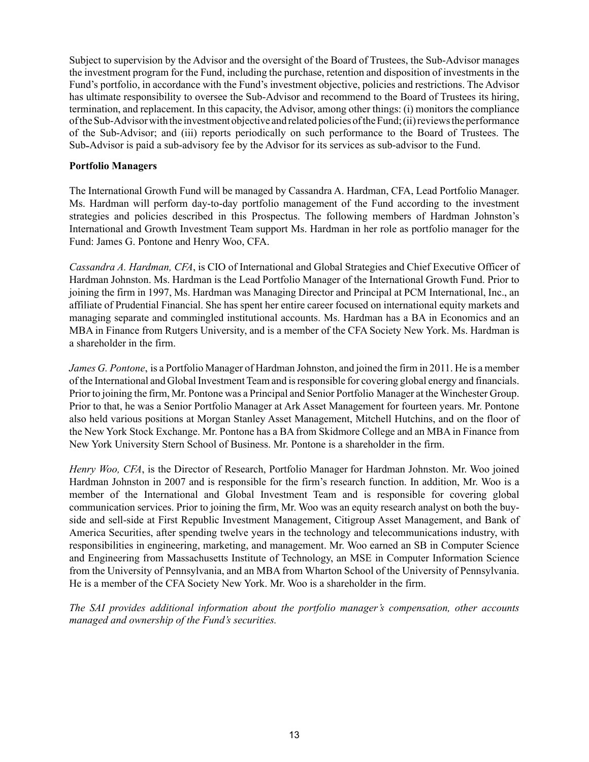Subject to supervision by the Advisor and the oversight of the Board of Trustees, the Sub-Advisor manages the investment program for the Fund, including the purchase, retention and disposition of investments in the Fund's portfolio, in accordance with the Fund's investment objective, policies and restrictions. The Advisor has ultimate responsibility to oversee the Sub-Advisor and recommend to the Board of Trustees its hiring, termination, and replacement. In this capacity, the Advisor, among other things: (i) monitors the compliance of the Sub-Advisor with the investment objective and related policies of the Fund; (ii) reviews the performance of the Sub-Advisor; and (iii) reports periodically on such performance to the Board of Trustees. The Sub-Advisor is paid a sub-advisory fee by the Advisor for its services as sub-advisor to the Fund.

**Portfolio Managers**

The International Growth Fund will be managed by Cassandra A. Hardman, CFA, Lead Portfolio Manager. Ms. Hardman will perform day-to-day portfolio management of the Fund according to the investment strategies and policies described in this Prospectus. The following members of Hardman Johnston's International and Growth Investment Team support Ms. Hardman in her role as portfolio manager for the Fund: James G. Pontone and Henry Woo, CFA.

*Cassandra A. Hardman, CFA*, is CIO of International and Global Strategies and Chief Executive Officer of Hardman Johnston. Ms. Hardman is the Lead Portfolio Manager of the International Growth Fund. Prior to joining the firm in 1997, Ms. Hardman was Managing Director and Principal at PCM International, Inc., an affiliate of Prudential Financial. She has spent her entire career focused on international equity markets and managing separate and commingled institutional accounts. Ms. Hardman has a BA in Economics and an MBA in Finance from Rutgers University, and is a member of the CFA Society New York. Ms. Hardman is a shareholder in the firm.

*James G. Pontone*, is a Portfolio Manager of Hardman Johnston, and joined the firm in 2011. He is a member of the International and Global Investment Team and is responsible for covering global energy and financials. Prior to joining the firm, Mr. Pontone was a Principal and Senior Portfolio Manager at the Winchester Group. Prior to that, he was a Senior Portfolio Manager at Ark Asset Management for fourteen years. Mr. Pontone also held various positions at Morgan Stanley Asset Management, Mitchell Hutchins, and on the floor of the New York Stock Exchange. Mr. Pontone has a BA from Skidmore College and an MBA in Finance from New York University Stern School of Business. Mr. Pontone is a shareholder in the firm.

*Henry Woo, CFA*, is the Director of Research, Portfolio Manager for Hardman Johnston. Mr. Woo joined Hardman Johnston in 2007 and is responsible for the firm's research function. In addition, Mr. Woo is a member of the International and Global Investment Team and is responsible for covering global communication services. Prior to joining the firm, Mr. Woo was an equity research analyst on both the buy-side and sell-side at First Republic Investment Management, Citigroup Asset Management, and Bank of America Securities, after spending twelve years in the technology and telecommunications industry, with responsibilities in engineering, marketing, and management. Mr. Woo earned an SB in Computer Science and Engineering from Massachusetts Institute of Technology, an MSE in Computer Information Science from the University of Pennsylvania, and an MBA from Wharton School of the University of Pennsylvania. He is a member of the CFA Society New York. Mr. Woo is a shareholder in the firm.

*The SAI provides additional information about the portfolio manager's compensation, other accounts managed and ownership of the Fund's securities.*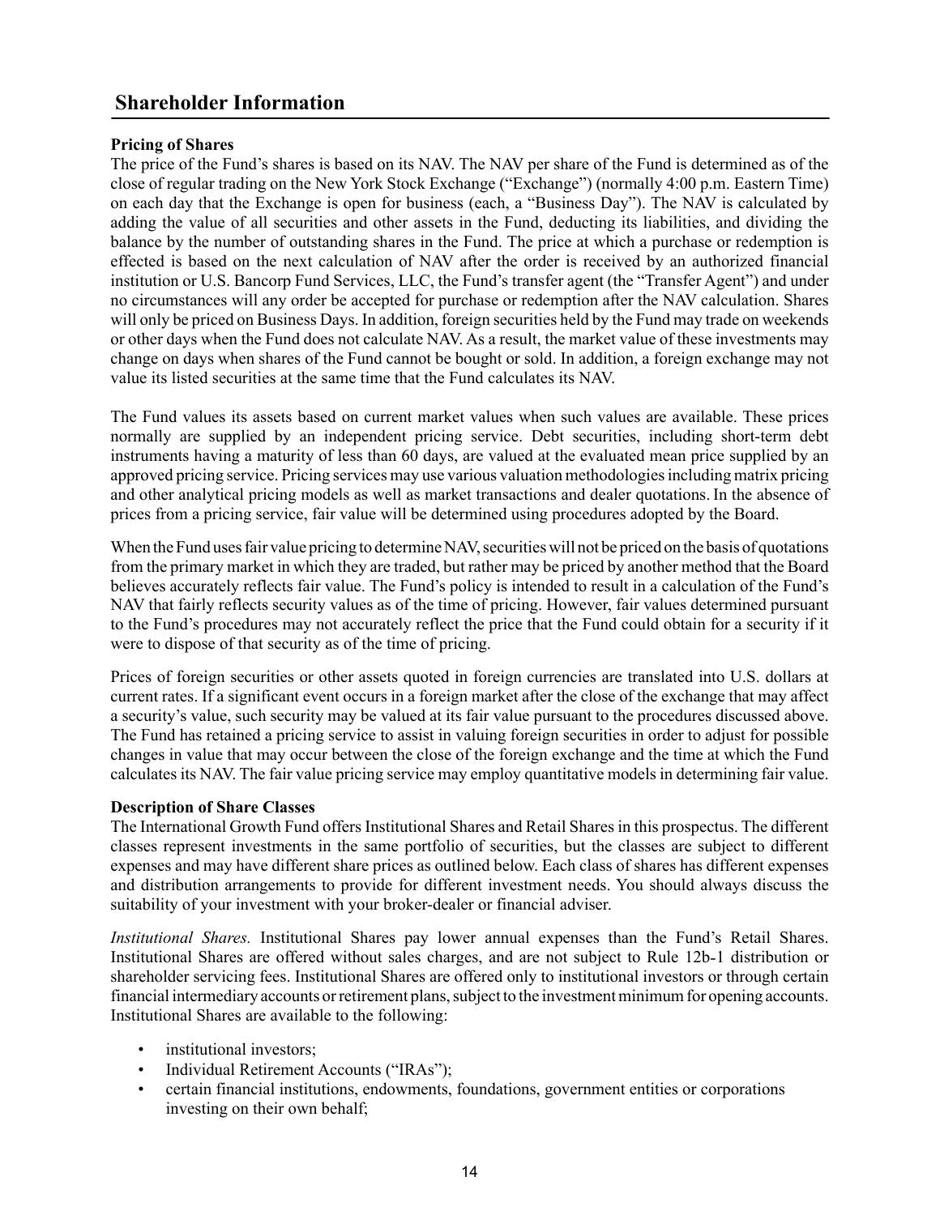## Shareholder Information

**Pricing of Shares**

The price of the Fund's shares is based on its NAV. The NAV per share of the Fund is determined as of the close of regular trading on the New York Stock Exchange ("Exchange") (normally 4:00 p.m. Eastern Time) on each day that the Exchange is open for business (each, a "Business Day"). The NAV is calculated by adding the value of all securities and other assets in the Fund, deducting its liabilities, and dividing the balance by the number of outstanding shares in the Fund. The price at which a purchase or redemption is effected is based on the next calculation of NAV after the order is received by an authorized financial institution or U.S. Bancorp Fund Services, LLC, the Fund's transfer agent (the "Transfer Agent") and under no circumstances will any order be accepted for purchase or redemption after the NAV calculation. Shares will only be priced on Business Days. In addition, foreign securities held by the Fund may trade on weekends or other days when the Fund does not calculate NAV. As a result, the market value of these investments may change on days when shares of the Fund cannot be bought or sold. In addition, a foreign exchange may not value its listed securities at the same time that the Fund calculates its NAV.

The Fund values its assets based on current market values when such values are available. These prices normally are supplied by an independent pricing service. Debt securities, including short-term debt instruments having a maturity of less than 60 days, are valued at the evaluated mean price supplied by an approved pricing service. Pricing services may use various valuation methodologies including matrix pricing and other analytical pricing models as well as market transactions and dealer quotations. In the absence of prices from a pricing service, fair value will be determined using procedures adopted by the Board.

When the Fund uses fair value pricing to determine NAV, securities will not be priced on the basis of quotations from the primary market in which they are traded, but rather may be priced by another method that the Board believes accurately reflects fair value. The Fund's policy is intended to result in a calculation of the Fund's NAV that fairly reflects security values as of the time of pricing. However, fair values determined pursuant to the Fund's procedures may not accurately reflect the price that the Fund could obtain for a security if it were to dispose of that security as of the time of pricing.

Prices of foreign securities or other assets quoted in foreign currencies are translated into U.S. dollars at current rates. If a significant event occurs in a foreign market after the close of the exchange that may affect a security's value, such security may be valued at its fair value pursuant to the procedures discussed above. The Fund has retained a pricing service to assist in valuing foreign securities in order to adjust for possible changes in value that may occur between the close of the foreign exchange and the time at which the Fund calculates its NAV. The fair value pricing service may employ quantitative models in determining fair value.

**Description of Share Classes**

The International Growth Fund offers Institutional Shares and Retail Shares in this prospectus. The different classes represent investments in the same portfolio of securities, but the classes are subject to different expenses and may have different share prices as outlined below. Each class of shares has different expenses and distribution arrangements to provide for different investment needs. You should always discuss the suitability of your investment with your broker-dealer or financial adviser.

*Institutional Shares.* Institutional Shares pay lower annual expenses than the Fund's Retail Shares. Institutional Shares are offered without sales charges, and are not subject to Rule 12b-1 distribution or shareholder servicing fees. Institutional Shares are offered only to institutional investors or through certain financial intermediary accounts or retirement plans, subject to the investment minimum for opening accounts. Institutional Shares are available to the following:

- institutional investors;
- Individual Retirement Accounts ("IRAs");
- certain financial institutions, endowments, foundations, government entities or corporations investing on their own behalf;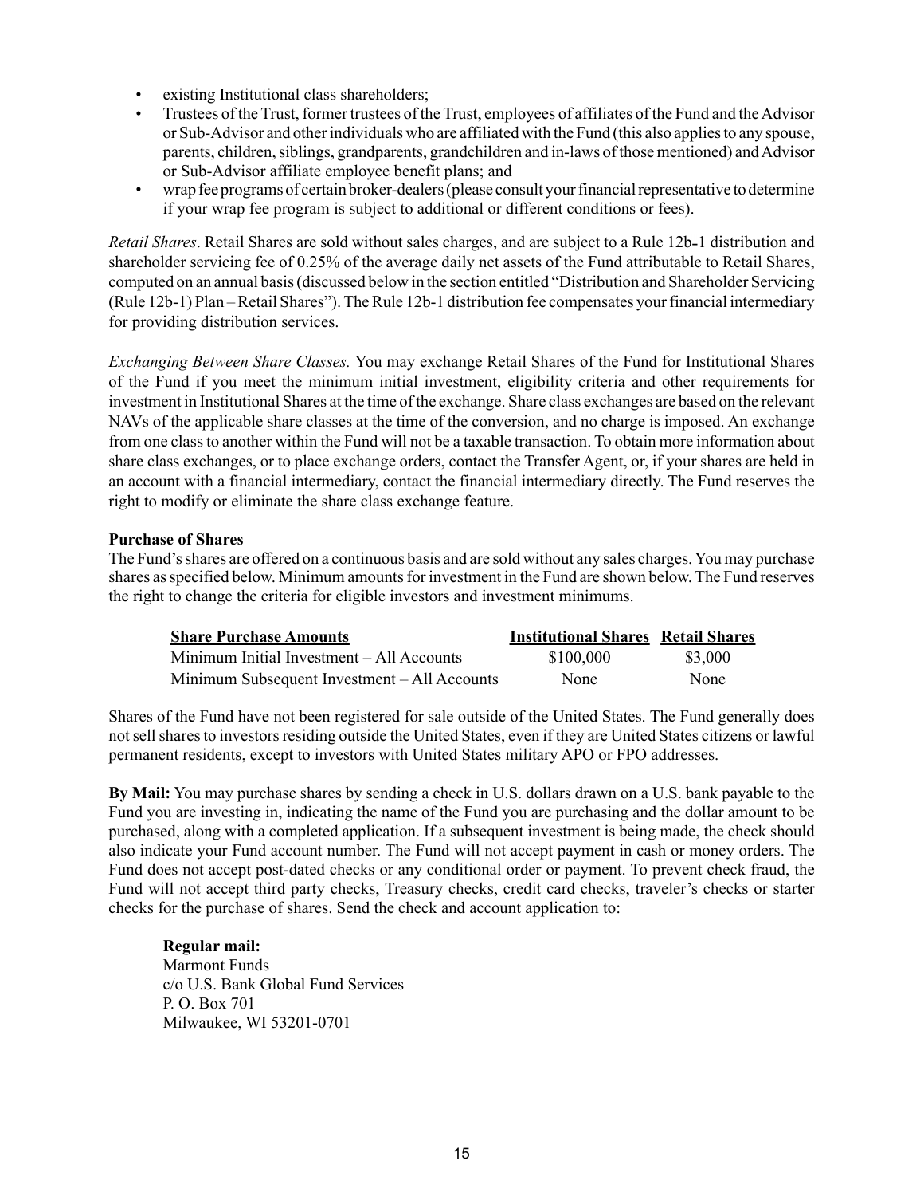- existing Institutional class shareholders;
- Trustees of the Trust, former trustees of the Trust, employees of affiliates of the Fund and the Advisor or Sub-Advisor and other individuals who are affiliated with the Fund (this also applies to any spouse, parents, children, siblings, grandparents, grandchildren and in-laws of those mentioned) and Advisor or Sub-Advisor affiliate employee benefit plans; and
- wrap fee programs of certain broker-dealers (please consult your financial representative to determine if your wrap fee program is subject to additional or different conditions or fees).

*Retail Shares*. Retail Shares are sold without sales charges, and are subject to a Rule 12b-1 distribution and shareholder servicing fee of 0.25% of the average daily net assets of the Fund attributable to Retail Shares, computed on an annual basis (discussed below in the section entitled "Distribution and Shareholder Servicing (Rule 12b-1) Plan – Retail Shares"). The Rule 12b-1 distribution fee compensates your financial intermediary for providing distribution services.

*Exchanging Between Share Classes.* You may exchange Retail Shares of the Fund for Institutional Shares of the Fund if you meet the minimum initial investment, eligibility criteria and other requirements for investment in Institutional Shares at the time of the exchange. Share class exchanges are based on the relevant NAVs of the applicable share classes at the time of the conversion, and no charge is imposed. An exchange from one class to another within the Fund will not be a taxable transaction. To obtain more information about share class exchanges, or to place exchange orders, contact the Transfer Agent, or, if your shares are held in an account with a financial intermediary, contact the financial intermediary directly. The Fund reserves the right to modify or eliminate the share class exchange feature.

**Purchase of Shares**

The Fund's shares are offered on a continuous basis and are sold without any sales charges. You may purchase shares as specified below. Minimum amounts for investment in the Fund are shown below. The Fund reserves the right to change the criteria for eligible investors and investment minimums.

| Share Purchase Amounts | Institutional Shares | Retail Shares |
|---|---|---|
| Minimum Initial Investment – All Accounts | $100,000 | $3,000 |
| Minimum Subsequent Investment – All Accounts | None | None |

Shares of the Fund have not been registered for sale outside of the United States. The Fund generally does not sell shares to investors residing outside the United States, even if they are United States citizens or lawful permanent residents, except to investors with United States military APO or FPO addresses.

**By Mail:** You may purchase shares by sending a check in U.S. dollars drawn on a U.S. bank payable to the Fund you are investing in, indicating the name of the Fund you are purchasing and the dollar amount to be purchased, along with a completed application. If a subsequent investment is being made, the check should also indicate your Fund account number. The Fund will not accept payment in cash or money orders. The Fund does not accept post-dated checks or any conditional order or payment. To prevent check fraud, the Fund will not accept third party checks, Treasury checks, credit card checks, traveler's checks or starter checks for the purchase of shares. Send the check and account application to:

**Regular mail:**
Marmont Funds
c/o U.S. Bank Global Fund Services
P. O. Box 701
Milwaukee, WI 53201-0701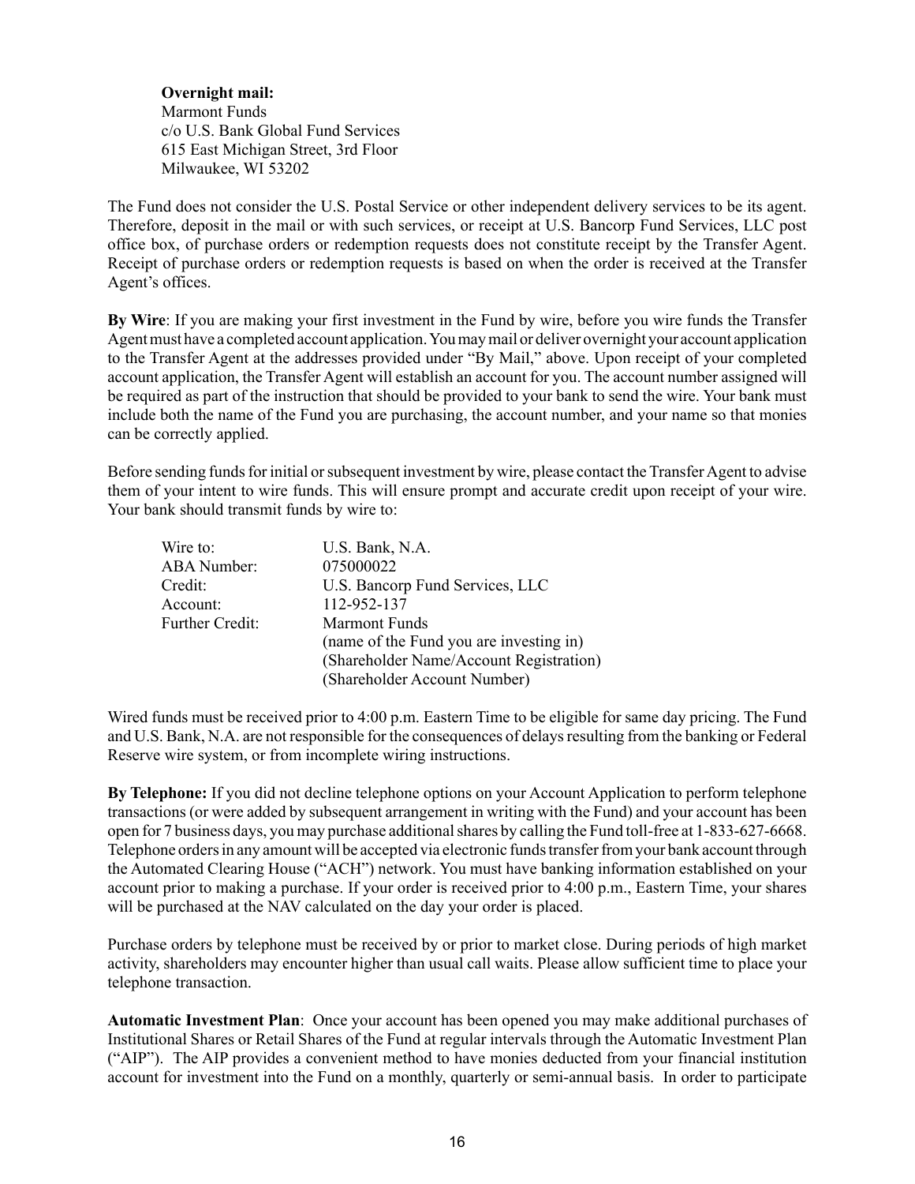**Overnight mail:**
Marmont Funds
c/o U.S. Bank Global Fund Services
615 East Michigan Street, 3rd Floor
Milwaukee, WI 53202

The Fund does not consider the U.S. Postal Service or other independent delivery services to be its agent. Therefore, deposit in the mail or with such services, or receipt at U.S. Bancorp Fund Services, LLC post office box, of purchase orders or redemption requests does not constitute receipt by the Transfer Agent. Receipt of purchase orders or redemption requests is based on when the order is received at the Transfer Agent's offices.

**By Wire**: If you are making your first investment in the Fund by wire, before you wire funds the Transfer Agent must have a completed account application. You may mail or deliver overnight your account application to the Transfer Agent at the addresses provided under "By Mail," above. Upon receipt of your completed account application, the Transfer Agent will establish an account for you. The account number assigned will be required as part of the instruction that should be provided to your bank to send the wire. Your bank must include both the name of the Fund you are purchasing, the account number, and your name so that monies can be correctly applied.

Before sending funds for initial or subsequent investment by wire, please contact the Transfer Agent to advise them of your intent to wire funds. This will ensure prompt and accurate credit upon receipt of your wire. Your bank should transmit funds by wire to:

| | |
|---|---|
| Wire to: | U.S. Bank, N.A. |
| ABA Number: | 075000022 |
| Credit: | U.S. Bancorp Fund Services, LLC |
| Account: | 112-952-137 |
| Further Credit: | Marmont Funds<br>(name of the Fund you are investing in)<br>(Shareholder Name/Account Registration)<br>(Shareholder Account Number) |

Wired funds must be received prior to 4:00 p.m. Eastern Time to be eligible for same day pricing. The Fund and U.S. Bank, N.A. are not responsible for the consequences of delays resulting from the banking or Federal Reserve wire system, or from incomplete wiring instructions.

**By Telephone:** If you did not decline telephone options on your Account Application to perform telephone transactions (or were added by subsequent arrangement in writing with the Fund) and your account has been open for 7 business days, you may purchase additional shares by calling the Fund toll-free at 1-833-627-6668. Telephone orders in any amount will be accepted via electronic funds transfer from your bank account through the Automated Clearing House ("ACH") network. You must have banking information established on your account prior to making a purchase. If your order is received prior to 4:00 p.m., Eastern Time, your shares will be purchased at the NAV calculated on the day your order is placed.

Purchase orders by telephone must be received by or prior to market close. During periods of high market activity, shareholders may encounter higher than usual call waits. Please allow sufficient time to place your telephone transaction.

**Automatic Investment Plan**: Once your account has been opened you may make additional purchases of Institutional Shares or Retail Shares of the Fund at regular intervals through the Automatic Investment Plan ("AIP"). The AIP provides a convenient method to have monies deducted from your financial institution account for investment into the Fund on a monthly, quarterly or semi-annual basis. In order to participate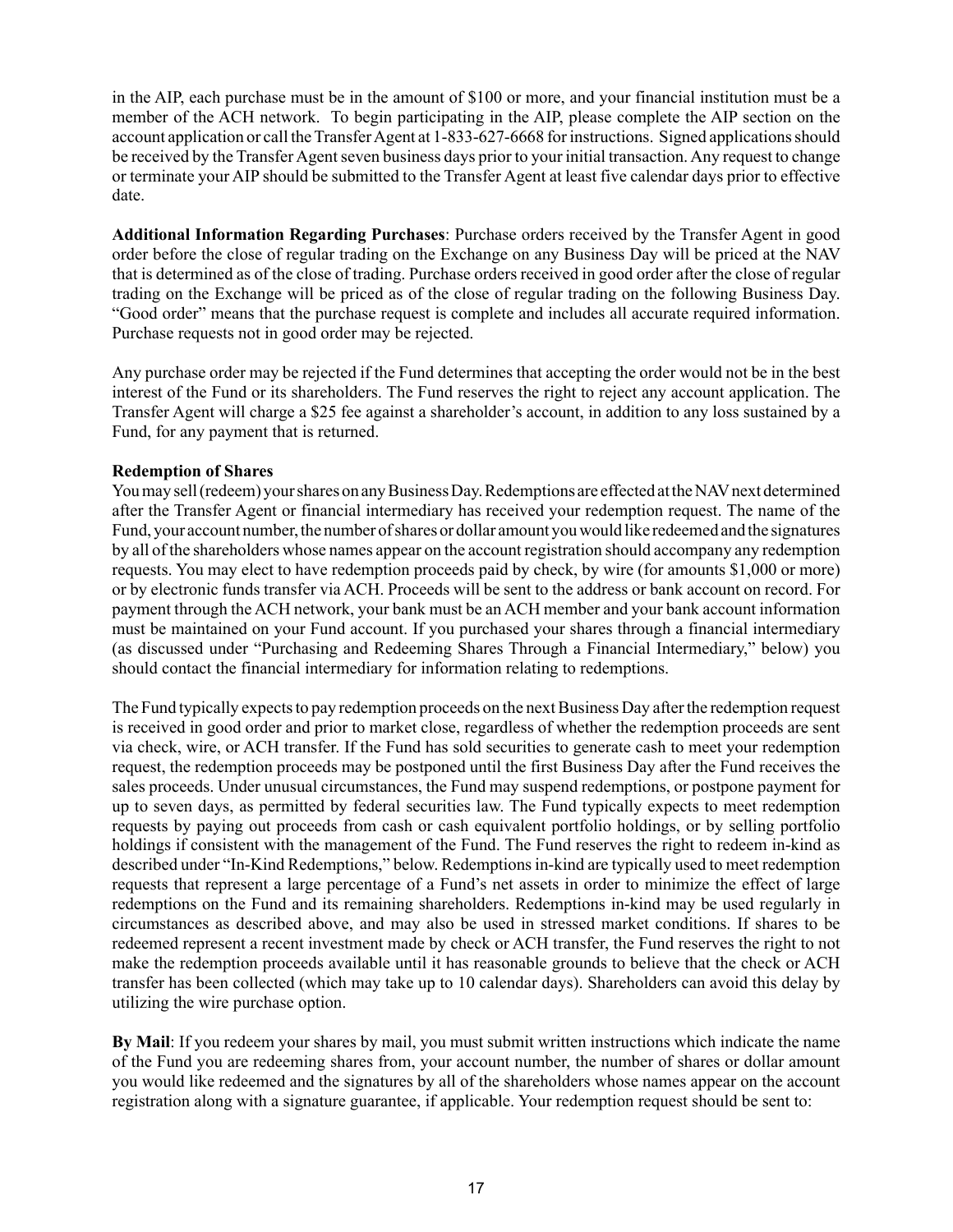in the AIP, each purchase must be in the amount of $100 or more, and your financial institution must be a member of the ACH network. To begin participating in the AIP, please complete the AIP section on the account application or call the Transfer Agent at 1-833-627-6668 for instructions. Signed applications should be received by the Transfer Agent seven business days prior to your initial transaction. Any request to change or terminate your AIP should be submitted to the Transfer Agent at least five calendar days prior to effective date.

**Additional Information Regarding Purchases**: Purchase orders received by the Transfer Agent in good order before the close of regular trading on the Exchange on any Business Day will be priced at the NAV that is determined as of the close of trading. Purchase orders received in good order after the close of regular trading on the Exchange will be priced as of the close of regular trading on the following Business Day. "Good order" means that the purchase request is complete and includes all accurate required information. Purchase requests not in good order may be rejected.

Any purchase order may be rejected if the Fund determines that accepting the order would not be in the best interest of the Fund or its shareholders. The Fund reserves the right to reject any account application. The Transfer Agent will charge a $25 fee against a shareholder's account, in addition to any loss sustained by a Fund, for any payment that is returned.

**Redemption of Shares**

You may sell (redeem) your shares on any Business Day. Redemptions are effected at the NAV next determined after the Transfer Agent or financial intermediary has received your redemption request. The name of the Fund, your account number, the number of shares or dollar amount you would like redeemed and the signatures by all of the shareholders whose names appear on the account registration should accompany any redemption requests. You may elect to have redemption proceeds paid by check, by wire (for amounts $1,000 or more) or by electronic funds transfer via ACH. Proceeds will be sent to the address or bank account on record. For payment through the ACH network, your bank must be an ACH member and your bank account information must be maintained on your Fund account. If you purchased your shares through a financial intermediary (as discussed under "Purchasing and Redeeming Shares Through a Financial Intermediary," below) you should contact the financial intermediary for information relating to redemptions.

The Fund typically expects to pay redemption proceeds on the next Business Day after the redemption request is received in good order and prior to market close, regardless of whether the redemption proceeds are sent via check, wire, or ACH transfer. If the Fund has sold securities to generate cash to meet your redemption request, the redemption proceeds may be postponed until the first Business Day after the Fund receives the sales proceeds. Under unusual circumstances, the Fund may suspend redemptions, or postpone payment for up to seven days, as permitted by federal securities law. The Fund typically expects to meet redemption requests by paying out proceeds from cash or cash equivalent portfolio holdings, or by selling portfolio holdings if consistent with the management of the Fund. The Fund reserves the right to redeem in-kind as described under "In-Kind Redemptions," below. Redemptions in-kind are typically used to meet redemption requests that represent a large percentage of a Fund's net assets in order to minimize the effect of large redemptions on the Fund and its remaining shareholders. Redemptions in-kind may be used regularly in circumstances as described above, and may also be used in stressed market conditions. If shares to be redeemed represent a recent investment made by check or ACH transfer, the Fund reserves the right to not make the redemption proceeds available until it has reasonable grounds to believe that the check or ACH transfer has been collected (which may take up to 10 calendar days). Shareholders can avoid this delay by utilizing the wire purchase option.

**By Mail**: If you redeem your shares by mail, you must submit written instructions which indicate the name of the Fund you are redeeming shares from, your account number, the number of shares or dollar amount you would like redeemed and the signatures by all of the shareholders whose names appear on the account registration along with a signature guarantee, if applicable. Your redemption request should be sent to: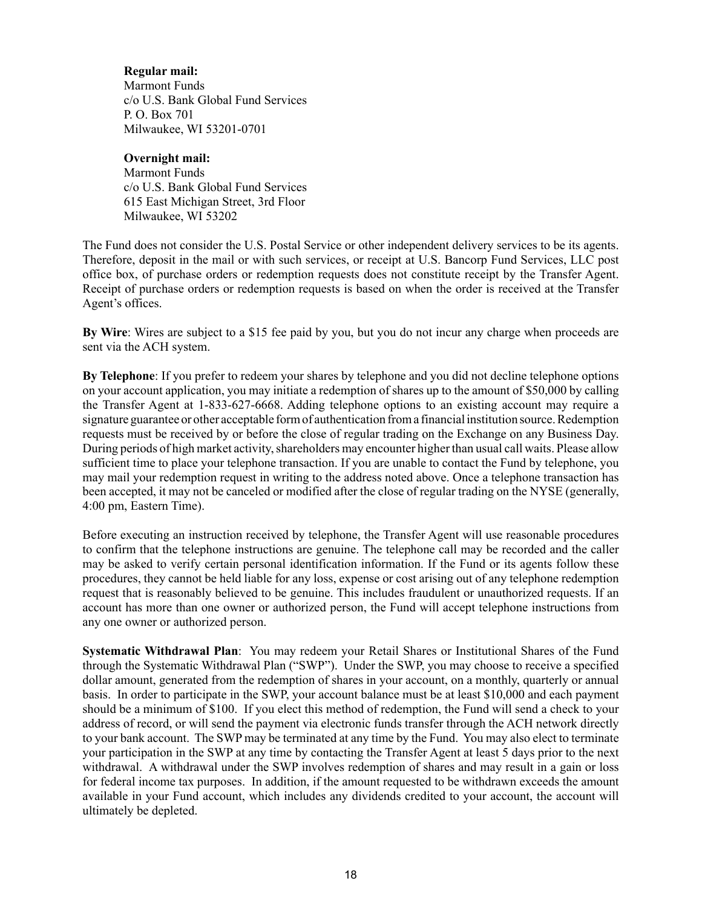**Regular mail:**
Marmont Funds
c/o U.S. Bank Global Fund Services
P. O. Box 701
Milwaukee, WI 53201-0701

**Overnight mail:**
Marmont Funds
c/o U.S. Bank Global Fund Services
615 East Michigan Street, 3rd Floor
Milwaukee, WI 53202

The Fund does not consider the U.S. Postal Service or other independent delivery services to be its agents. Therefore, deposit in the mail or with such services, or receipt at U.S. Bancorp Fund Services, LLC post office box, of purchase orders or redemption requests does not constitute receipt by the Transfer Agent. Receipt of purchase orders or redemption requests is based on when the order is received at the Transfer Agent's offices.

**By Wire**: Wires are subject to a $15 fee paid by you, but you do not incur any charge when proceeds are sent via the ACH system.

**By Telephone**: If you prefer to redeem your shares by telephone and you did not decline telephone options on your account application, you may initiate a redemption of shares up to the amount of $50,000 by calling the Transfer Agent at 1-833-627-6668. Adding telephone options to an existing account may require a signature guarantee or other acceptable form of authentication from a financial institution source. Redemption requests must be received by or before the close of regular trading on the Exchange on any Business Day. During periods of high market activity, shareholders may encounter higher than usual call waits. Please allow sufficient time to place your telephone transaction. If you are unable to contact the Fund by telephone, you may mail your redemption request in writing to the address noted above. Once a telephone transaction has been accepted, it may not be canceled or modified after the close of regular trading on the NYSE (generally, 4:00 pm, Eastern Time).

Before executing an instruction received by telephone, the Transfer Agent will use reasonable procedures to confirm that the telephone instructions are genuine. The telephone call may be recorded and the caller may be asked to verify certain personal identification information. If the Fund or its agents follow these procedures, they cannot be held liable for any loss, expense or cost arising out of any telephone redemption request that is reasonably believed to be genuine. This includes fraudulent or unauthorized requests. If an account has more than one owner or authorized person, the Fund will accept telephone instructions from any one owner or authorized person.

**Systematic Withdrawal Plan**: You may redeem your Retail Shares or Institutional Shares of the Fund through the Systematic Withdrawal Plan ("SWP"). Under the SWP, you may choose to receive a specified dollar amount, generated from the redemption of shares in your account, on a monthly, quarterly or annual basis. In order to participate in the SWP, your account balance must be at least $10,000 and each payment should be a minimum of $100. If you elect this method of redemption, the Fund will send a check to your address of record, or will send the payment via electronic funds transfer through the ACH network directly to your bank account. The SWP may be terminated at any time by the Fund. You may also elect to terminate your participation in the SWP at any time by contacting the Transfer Agent at least 5 days prior to the next withdrawal. A withdrawal under the SWP involves redemption of shares and may result in a gain or loss for federal income tax purposes. In addition, if the amount requested to be withdrawn exceeds the amount available in your Fund account, which includes any dividends credited to your account, the account will ultimately be depleted.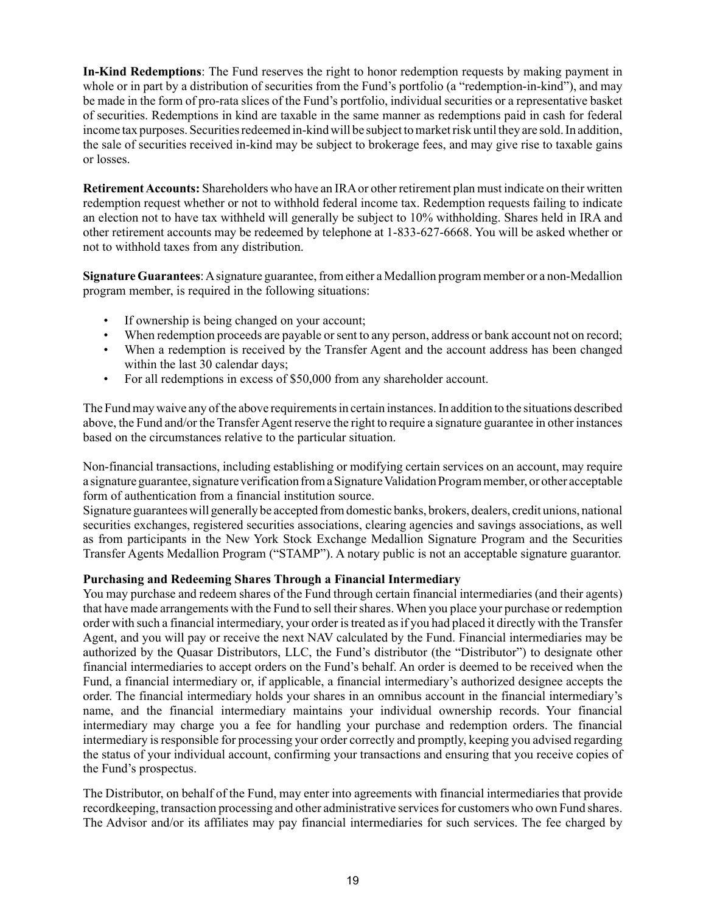**In-Kind Redemptions**: The Fund reserves the right to honor redemption requests by making payment in whole or in part by a distribution of securities from the Fund's portfolio (a "redemption-in-kind"), and may be made in the form of pro-rata slices of the Fund's portfolio, individual securities or a representative basket of securities. Redemptions in kind are taxable in the same manner as redemptions paid in cash for federal income tax purposes. Securities redeemed in-kind will be subject to market risk until they are sold. In addition, the sale of securities received in-kind may be subject to brokerage fees, and may give rise to taxable gains or losses.

**Retirement Accounts:** Shareholders who have an IRA or other retirement plan must indicate on their written redemption request whether or not to withhold federal income tax. Redemption requests failing to indicate an election not to have tax withheld will generally be subject to 10% withholding. Shares held in IRA and other retirement accounts may be redeemed by telephone at 1-833-627-6668. You will be asked whether or not to withhold taxes from any distribution.

**Signature Guarantees**: A signature guarantee, from either a Medallion program member or a non-Medallion program member, is required in the following situations:

- If ownership is being changed on your account;
- When redemption proceeds are payable or sent to any person, address or bank account not on record;
- When a redemption is received by the Transfer Agent and the account address has been changed within the last 30 calendar days;
- For all redemptions in excess of $50,000 from any shareholder account.

The Fund may waive any of the above requirements in certain instances. In addition to the situations described above, the Fund and/or the Transfer Agent reserve the right to require a signature guarantee in other instances based on the circumstances relative to the particular situation.

Non-financial transactions, including establishing or modifying certain services on an account, may require a signature guarantee, signature verification from a Signature Validation Program member, or other acceptable form of authentication from a financial institution source.
Signature guarantees will generally be accepted from domestic banks, brokers, dealers, credit unions, national securities exchanges, registered securities associations, clearing agencies and savings associations, as well as from participants in the New York Stock Exchange Medallion Signature Program and the Securities Transfer Agents Medallion Program ("STAMP"). A notary public is not an acceptable signature guarantor.

**Purchasing and Redeeming Shares Through a Financial Intermediary**
You may purchase and redeem shares of the Fund through certain financial intermediaries (and their agents) that have made arrangements with the Fund to sell their shares. When you place your purchase or redemption order with such a financial intermediary, your order is treated as if you had placed it directly with the Transfer Agent, and you will pay or receive the next NAV calculated by the Fund. Financial intermediaries may be authorized by the Quasar Distributors, LLC, the Fund's distributor (the "Distributor") to designate other financial intermediaries to accept orders on the Fund's behalf. An order is deemed to be received when the Fund, a financial intermediary or, if applicable, a financial intermediary's authorized designee accepts the order. The financial intermediary holds your shares in an omnibus account in the financial intermediary's name, and the financial intermediary maintains your individual ownership records. Your financial intermediary may charge you a fee for handling your purchase and redemption orders. The financial intermediary is responsible for processing your order correctly and promptly, keeping you advised regarding the status of your individual account, confirming your transactions and ensuring that you receive copies of the Fund's prospectus.

The Distributor, on behalf of the Fund, may enter into agreements with financial intermediaries that provide recordkeeping, transaction processing and other administrative services for customers who own Fund shares. The Advisor and/or its affiliates may pay financial intermediaries for such services. The fee charged by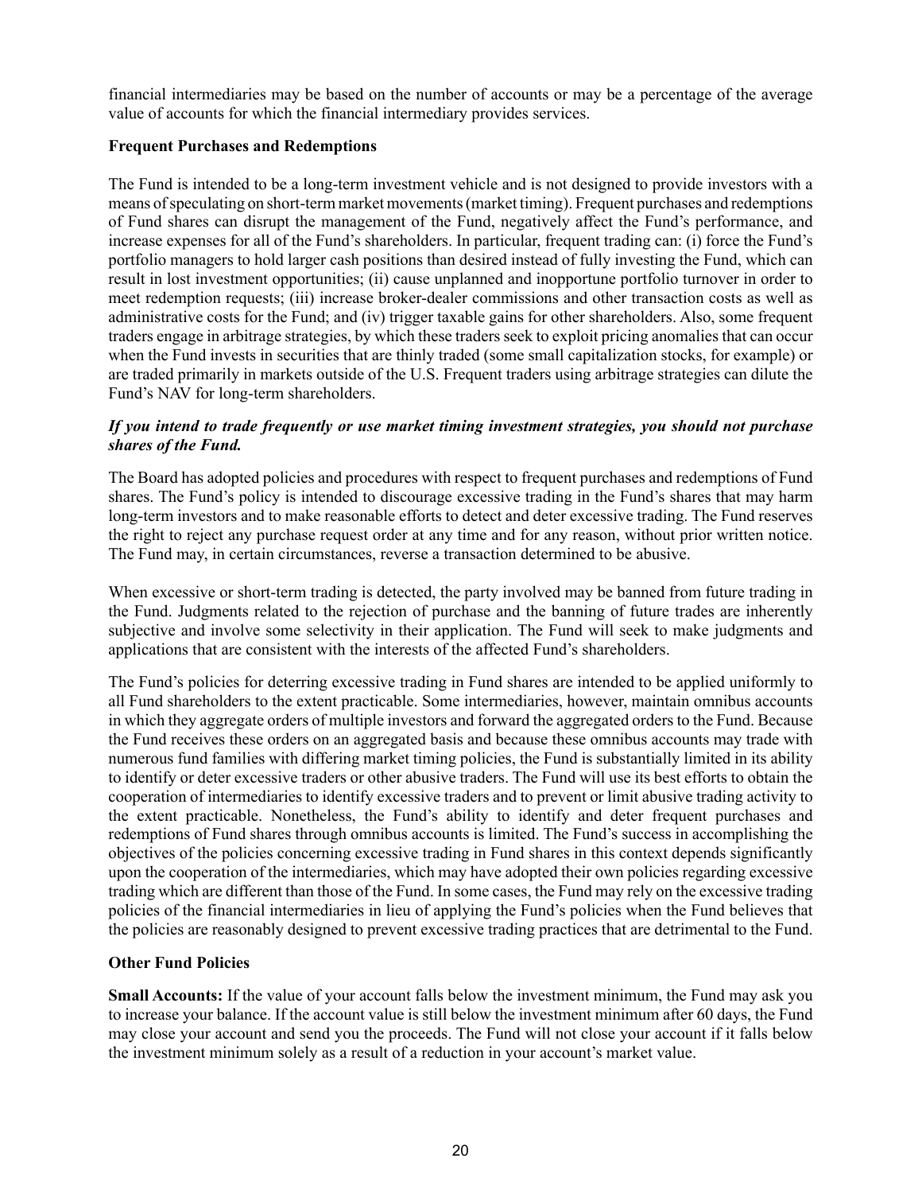financial intermediaries may be based on the number of accounts or may be a percentage of the average value of accounts for which the financial intermediary provides services.

**Frequent Purchases and Redemptions**

The Fund is intended to be a long-term investment vehicle and is not designed to provide investors with a means of speculating on short-term market movements (market timing). Frequent purchases and redemptions of Fund shares can disrupt the management of the Fund, negatively affect the Fund's performance, and increase expenses for all of the Fund's shareholders. In particular, frequent trading can: (i) force the Fund's portfolio managers to hold larger cash positions than desired instead of fully investing the Fund, which can result in lost investment opportunities; (ii) cause unplanned and inopportune portfolio turnover in order to meet redemption requests; (iii) increase broker-dealer commissions and other transaction costs as well as administrative costs for the Fund; and (iv) trigger taxable gains for other shareholders. Also, some frequent traders engage in arbitrage strategies, by which these traders seek to exploit pricing anomalies that can occur when the Fund invests in securities that are thinly traded (some small capitalization stocks, for example) or are traded primarily in markets outside of the U.S. Frequent traders using arbitrage strategies can dilute the Fund's NAV for long-term shareholders.

***If you intend to trade frequently or use market timing investment strategies, you should not purchase shares of the Fund.***

The Board has adopted policies and procedures with respect to frequent purchases and redemptions of Fund shares. The Fund's policy is intended to discourage excessive trading in the Fund's shares that may harm long-term investors and to make reasonable efforts to detect and deter excessive trading. The Fund reserves the right to reject any purchase request order at any time and for any reason, without prior written notice. The Fund may, in certain circumstances, reverse a transaction determined to be abusive.

When excessive or short-term trading is detected, the party involved may be banned from future trading in the Fund. Judgments related to the rejection of purchase and the banning of future trades are inherently subjective and involve some selectivity in their application. The Fund will seek to make judgments and applications that are consistent with the interests of the affected Fund's shareholders.

The Fund's policies for deterring excessive trading in Fund shares are intended to be applied uniformly to all Fund shareholders to the extent practicable. Some intermediaries, however, maintain omnibus accounts in which they aggregate orders of multiple investors and forward the aggregated orders to the Fund. Because the Fund receives these orders on an aggregated basis and because these omnibus accounts may trade with numerous fund families with differing market timing policies, the Fund is substantially limited in its ability to identify or deter excessive traders or other abusive traders. The Fund will use its best efforts to obtain the cooperation of intermediaries to identify excessive traders and to prevent or limit abusive trading activity to the extent practicable. Nonetheless, the Fund's ability to identify and deter frequent purchases and redemptions of Fund shares through omnibus accounts is limited. The Fund's success in accomplishing the objectives of the policies concerning excessive trading in Fund shares in this context depends significantly upon the cooperation of the intermediaries, which may have adopted their own policies regarding excessive trading which are different than those of the Fund. In some cases, the Fund may rely on the excessive trading policies of the financial intermediaries in lieu of applying the Fund's policies when the Fund believes that the policies are reasonably designed to prevent excessive trading practices that are detrimental to the Fund.

**Other Fund Policies**

**Small Accounts:** If the value of your account falls below the investment minimum, the Fund may ask you to increase your balance. If the account value is still below the investment minimum after 60 days, the Fund may close your account and send you the proceeds. The Fund will not close your account if it falls below the investment minimum solely as a result of a reduction in your account's market value.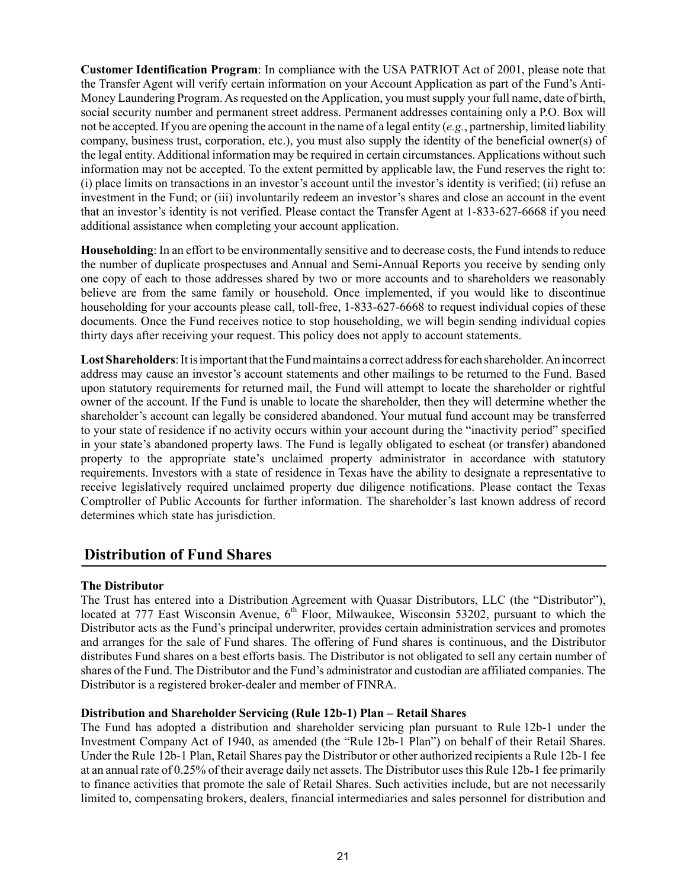**Customer Identification Program**: In compliance with the USA PATRIOT Act of 2001, please note that the Transfer Agent will verify certain information on your Account Application as part of the Fund's Anti-Money Laundering Program. As requested on the Application, you must supply your full name, date of birth, social security number and permanent street address. Permanent addresses containing only a P.O. Box will not be accepted. If you are opening the account in the name of a legal entity (*e.g.*, partnership, limited liability company, business trust, corporation, etc.), you must also supply the identity of the beneficial owner(s) of the legal entity. Additional information may be required in certain circumstances. Applications without such information may not be accepted. To the extent permitted by applicable law, the Fund reserves the right to: (i) place limits on transactions in an investor's account until the investor's identity is verified; (ii) refuse an investment in the Fund; or (iii) involuntarily redeem an investor's shares and close an account in the event that an investor's identity is not verified. Please contact the Transfer Agent at 1-833-627-6668 if you need additional assistance when completing your account application.

**Householding**: In an effort to be environmentally sensitive and to decrease costs, the Fund intends to reduce the number of duplicate prospectuses and Annual and Semi-Annual Reports you receive by sending only one copy of each to those addresses shared by two or more accounts and to shareholders we reasonably believe are from the same family or household. Once implemented, if you would like to discontinue householding for your accounts please call, toll-free, 1-833-627-6668 to request individual copies of these documents. Once the Fund receives notice to stop householding, we will begin sending individual copies thirty days after receiving your request. This policy does not apply to account statements.

**Lost Shareholders**: It is important that the Fund maintains a correct address for each shareholder. An incorrect address may cause an investor's account statements and other mailings to be returned to the Fund. Based upon statutory requirements for returned mail, the Fund will attempt to locate the shareholder or rightful owner of the account. If the Fund is unable to locate the shareholder, then they will determine whether the shareholder's account can legally be considered abandoned. Your mutual fund account may be transferred to your state of residence if no activity occurs within your account during the "inactivity period" specified in your state's abandoned property laws. The Fund is legally obligated to escheat (or transfer) abandoned property to the appropriate state's unclaimed property administrator in accordance with statutory requirements. Investors with a state of residence in Texas have the ability to designate a representative to receive legislatively required unclaimed property due diligence notifications. Please contact the Texas Comptroller of Public Accounts for further information. The shareholder's last known address of record determines which state has jurisdiction.

## Distribution of Fund Shares

**The Distributor**

The Trust has entered into a Distribution Agreement with Quasar Distributors, LLC (the "Distributor"), located at 777 East Wisconsin Avenue, 6th Floor, Milwaukee, Wisconsin 53202, pursuant to which the Distributor acts as the Fund's principal underwriter, provides certain administration services and promotes and arranges for the sale of Fund shares. The offering of Fund shares is continuous, and the Distributor distributes Fund shares on a best efforts basis. The Distributor is not obligated to sell any certain number of shares of the Fund. The Distributor and the Fund's administrator and custodian are affiliated companies. The Distributor is a registered broker-dealer and member of FINRA.

**Distribution and Shareholder Servicing (Rule 12b-1) Plan – Retail Shares**

The Fund has adopted a distribution and shareholder servicing plan pursuant to Rule 12b-1 under the Investment Company Act of 1940, as amended (the "Rule 12b-1 Plan") on behalf of their Retail Shares. Under the Rule 12b-1 Plan, Retail Shares pay the Distributor or other authorized recipients a Rule 12b-1 fee at an annual rate of 0.25% of their average daily net assets. The Distributor uses this Rule 12b-1 fee primarily to finance activities that promote the sale of Retail Shares. Such activities include, but are not necessarily limited to, compensating brokers, dealers, financial intermediaries and sales personnel for distribution and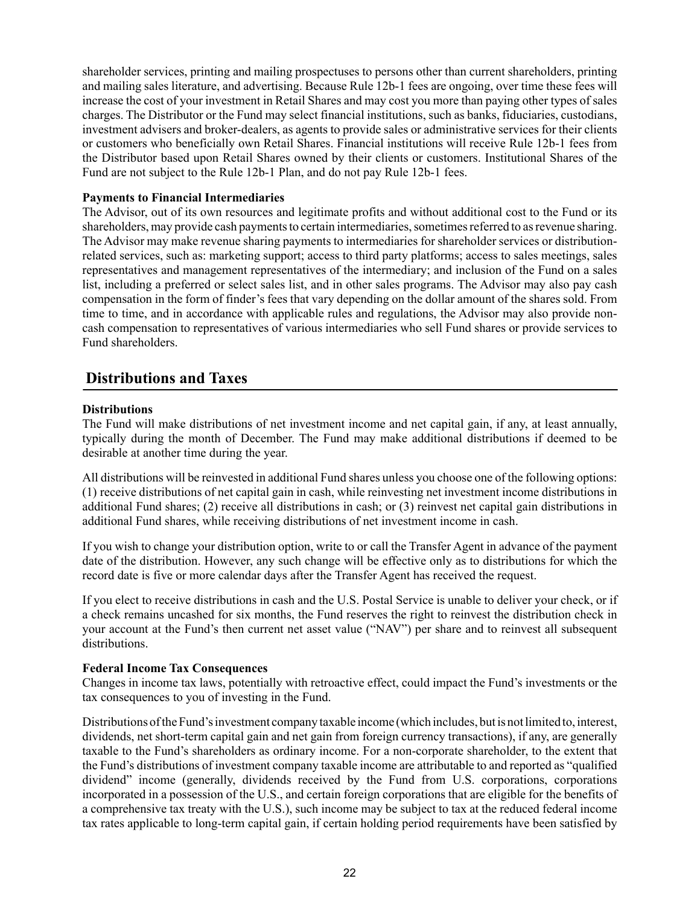shareholder services, printing and mailing prospectuses to persons other than current shareholders, printing and mailing sales literature, and advertising. Because Rule 12b-1 fees are ongoing, over time these fees will increase the cost of your investment in Retail Shares and may cost you more than paying other types of sales charges. The Distributor or the Fund may select financial institutions, such as banks, fiduciaries, custodians, investment advisers and broker-dealers, as agents to provide sales or administrative services for their clients or customers who beneficially own Retail Shares. Financial institutions will receive Rule 12b-1 fees from the Distributor based upon Retail Shares owned by their clients or customers. Institutional Shares of the Fund are not subject to the Rule 12b-1 Plan, and do not pay Rule 12b-1 fees.

**Payments to Financial Intermediaries**

The Advisor, out of its own resources and legitimate profits and without additional cost to the Fund or its shareholders, may provide cash payments to certain intermediaries, sometimes referred to as revenue sharing. The Advisor may make revenue sharing payments to intermediaries for shareholder services or distribution-related services, such as: marketing support; access to third party platforms; access to sales meetings, sales representatives and management representatives of the intermediary; and inclusion of the Fund on a sales list, including a preferred or select sales list, and in other sales programs. The Advisor may also pay cash compensation in the form of finder's fees that vary depending on the dollar amount of the shares sold. From time to time, and in accordance with applicable rules and regulations, the Advisor may also provide non-cash compensation to representatives of various intermediaries who sell Fund shares or provide services to Fund shareholders.

## Distributions and Taxes

**Distributions**

The Fund will make distributions of net investment income and net capital gain, if any, at least annually, typically during the month of December. The Fund may make additional distributions if deemed to be desirable at another time during the year.

All distributions will be reinvested in additional Fund shares unless you choose one of the following options: (1) receive distributions of net capital gain in cash, while reinvesting net investment income distributions in additional Fund shares; (2) receive all distributions in cash; or (3) reinvest net capital gain distributions in additional Fund shares, while receiving distributions of net investment income in cash.

If you wish to change your distribution option, write to or call the Transfer Agent in advance of the payment date of the distribution. However, any such change will be effective only as to distributions for which the record date is five or more calendar days after the Transfer Agent has received the request.

If you elect to receive distributions in cash and the U.S. Postal Service is unable to deliver your check, or if a check remains uncashed for six months, the Fund reserves the right to reinvest the distribution check in your account at the Fund's then current net asset value ("NAV") per share and to reinvest all subsequent distributions.

**Federal Income Tax Consequences**

Changes in income tax laws, potentially with retroactive effect, could impact the Fund's investments or the tax consequences to you of investing in the Fund.

Distributions of the Fund's investment company taxable income (which includes, but is not limited to, interest, dividends, net short-term capital gain and net gain from foreign currency transactions), if any, are generally taxable to the Fund's shareholders as ordinary income. For a non-corporate shareholder, to the extent that the Fund's distributions of investment company taxable income are attributable to and reported as "qualified dividend" income (generally, dividends received by the Fund from U.S. corporations, corporations incorporated in a possession of the U.S., and certain foreign corporations that are eligible for the benefits of a comprehensive tax treaty with the U.S.), such income may be subject to tax at the reduced federal income tax rates applicable to long-term capital gain, if certain holding period requirements have been satisfied by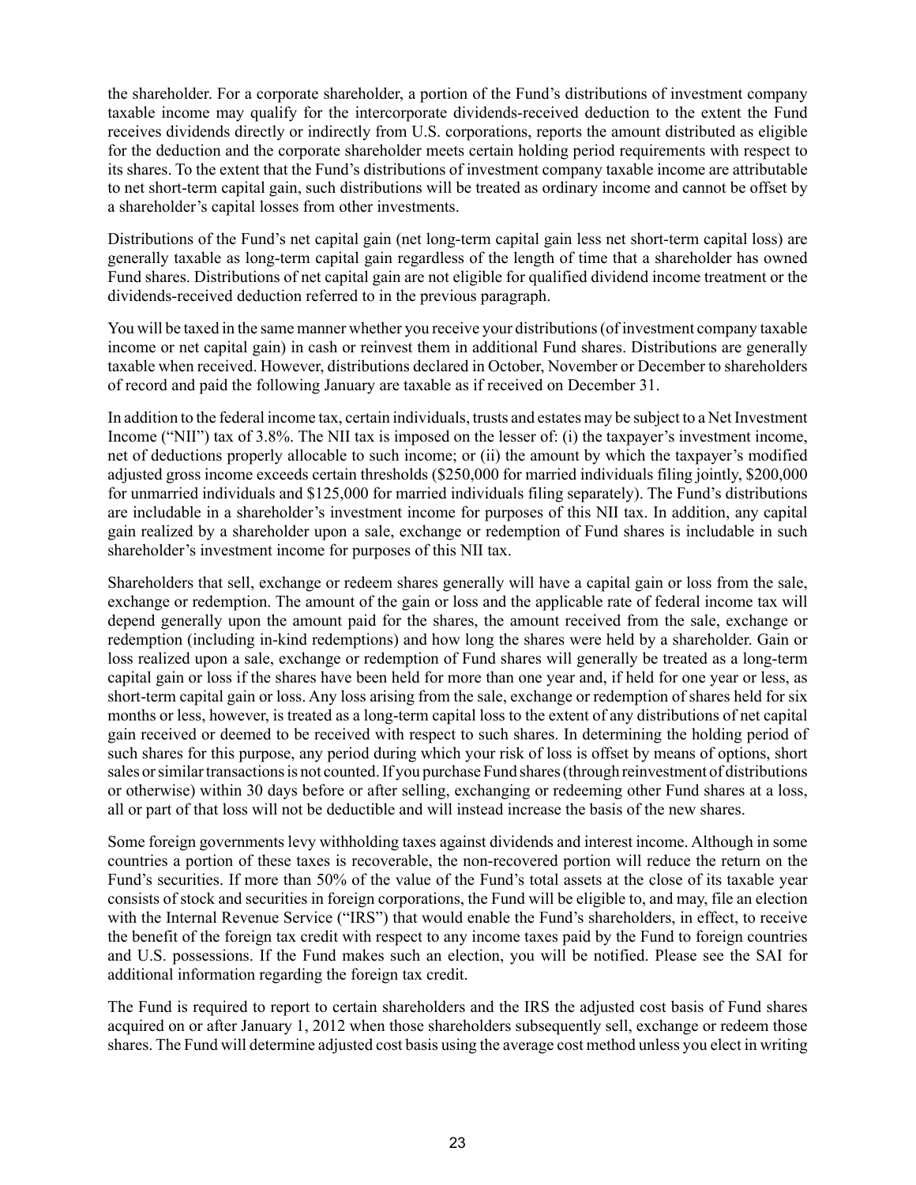the shareholder. For a corporate shareholder, a portion of the Fund's distributions of investment company taxable income may qualify for the intercorporate dividends-received deduction to the extent the Fund receives dividends directly or indirectly from U.S. corporations, reports the amount distributed as eligible for the deduction and the corporate shareholder meets certain holding period requirements with respect to its shares. To the extent that the Fund's distributions of investment company taxable income are attributable to net short-term capital gain, such distributions will be treated as ordinary income and cannot be offset by a shareholder's capital losses from other investments.

Distributions of the Fund's net capital gain (net long-term capital gain less net short-term capital loss) are generally taxable as long-term capital gain regardless of the length of time that a shareholder has owned Fund shares. Distributions of net capital gain are not eligible for qualified dividend income treatment or the dividends-received deduction referred to in the previous paragraph.

You will be taxed in the same manner whether you receive your distributions (of investment company taxable income or net capital gain) in cash or reinvest them in additional Fund shares. Distributions are generally taxable when received. However, distributions declared in October, November or December to shareholders of record and paid the following January are taxable as if received on December 31.

In addition to the federal income tax, certain individuals, trusts and estates may be subject to a Net Investment Income ("NII") tax of 3.8%. The NII tax is imposed on the lesser of: (i) the taxpayer's investment income, net of deductions properly allocable to such income; or (ii) the amount by which the taxpayer's modified adjusted gross income exceeds certain thresholds ($250,000 for married individuals filing jointly, $200,000 for unmarried individuals and $125,000 for married individuals filing separately). The Fund's distributions are includable in a shareholder's investment income for purposes of this NII tax. In addition, any capital gain realized by a shareholder upon a sale, exchange or redemption of Fund shares is includable in such shareholder's investment income for purposes of this NII tax.

Shareholders that sell, exchange or redeem shares generally will have a capital gain or loss from the sale, exchange or redemption. The amount of the gain or loss and the applicable rate of federal income tax will depend generally upon the amount paid for the shares, the amount received from the sale, exchange or redemption (including in-kind redemptions) and how long the shares were held by a shareholder. Gain or loss realized upon a sale, exchange or redemption of Fund shares will generally be treated as a long-term capital gain or loss if the shares have been held for more than one year and, if held for one year or less, as short-term capital gain or loss. Any loss arising from the sale, exchange or redemption of shares held for six months or less, however, is treated as a long-term capital loss to the extent of any distributions of net capital gain received or deemed to be received with respect to such shares. In determining the holding period of such shares for this purpose, any period during which your risk of loss is offset by means of options, short sales or similar transactions is not counted. If you purchase Fund shares (through reinvestment of distributions or otherwise) within 30 days before or after selling, exchanging or redeeming other Fund shares at a loss, all or part of that loss will not be deductible and will instead increase the basis of the new shares.

Some foreign governments levy withholding taxes against dividends and interest income. Although in some countries a portion of these taxes is recoverable, the non-recovered portion will reduce the return on the Fund's securities. If more than 50% of the value of the Fund's total assets at the close of its taxable year consists of stock and securities in foreign corporations, the Fund will be eligible to, and may, file an election with the Internal Revenue Service ("IRS") that would enable the Fund's shareholders, in effect, to receive the benefit of the foreign tax credit with respect to any income taxes paid by the Fund to foreign countries and U.S. possessions. If the Fund makes such an election, you will be notified. Please see the SAI for additional information regarding the foreign tax credit.

The Fund is required to report to certain shareholders and the IRS the adjusted cost basis of Fund shares acquired on or after January 1, 2012 when those shareholders subsequently sell, exchange or redeem those shares. The Fund will determine adjusted cost basis using the average cost method unless you elect in writing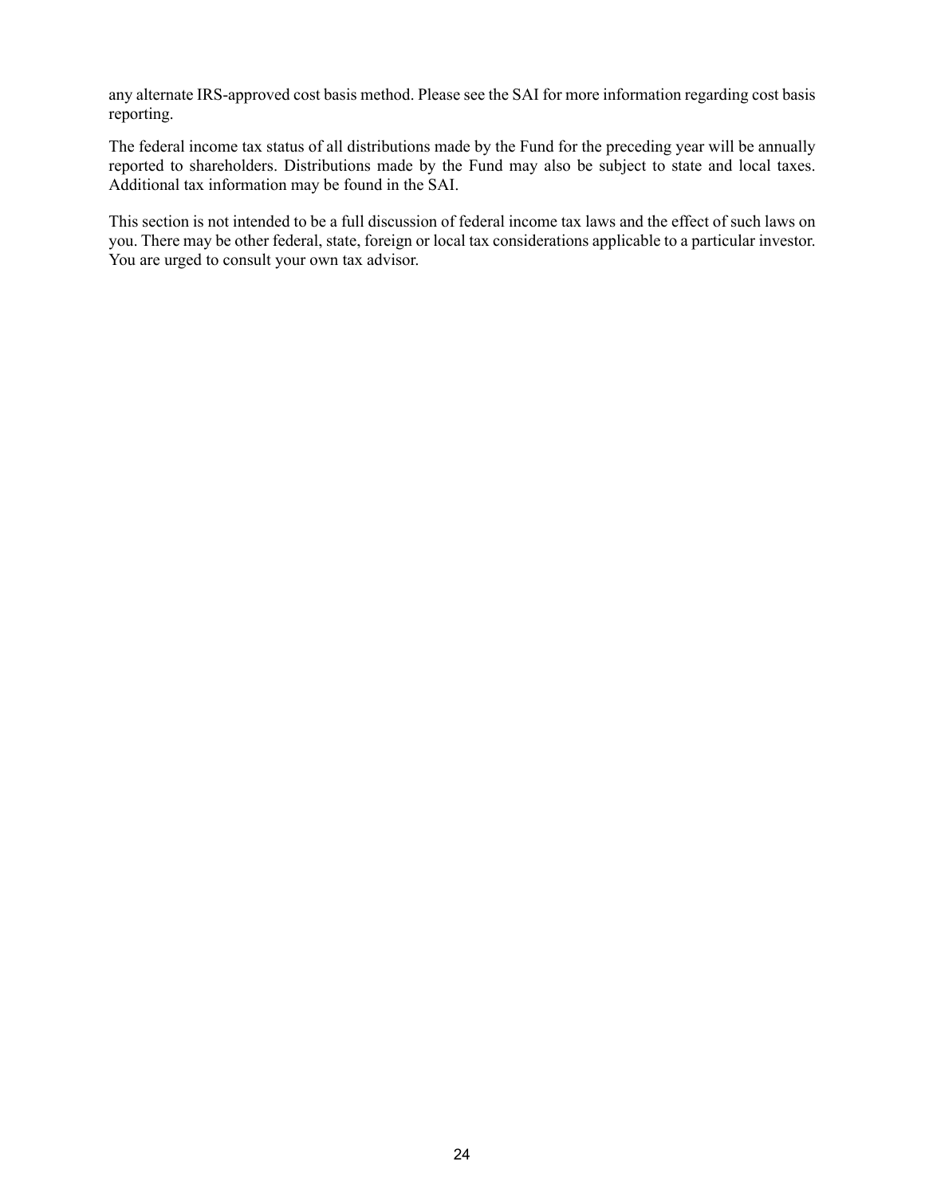any alternate IRS-approved cost basis method. Please see the SAI for more information regarding cost basis reporting.

The federal income tax status of all distributions made by the Fund for the preceding year will be annually reported to shareholders. Distributions made by the Fund may also be subject to state and local taxes. Additional tax information may be found in the SAI.

This section is not intended to be a full discussion of federal income tax laws and the effect of such laws on you. There may be other federal, state, foreign or local tax considerations applicable to a particular investor. You are urged to consult your own tax advisor.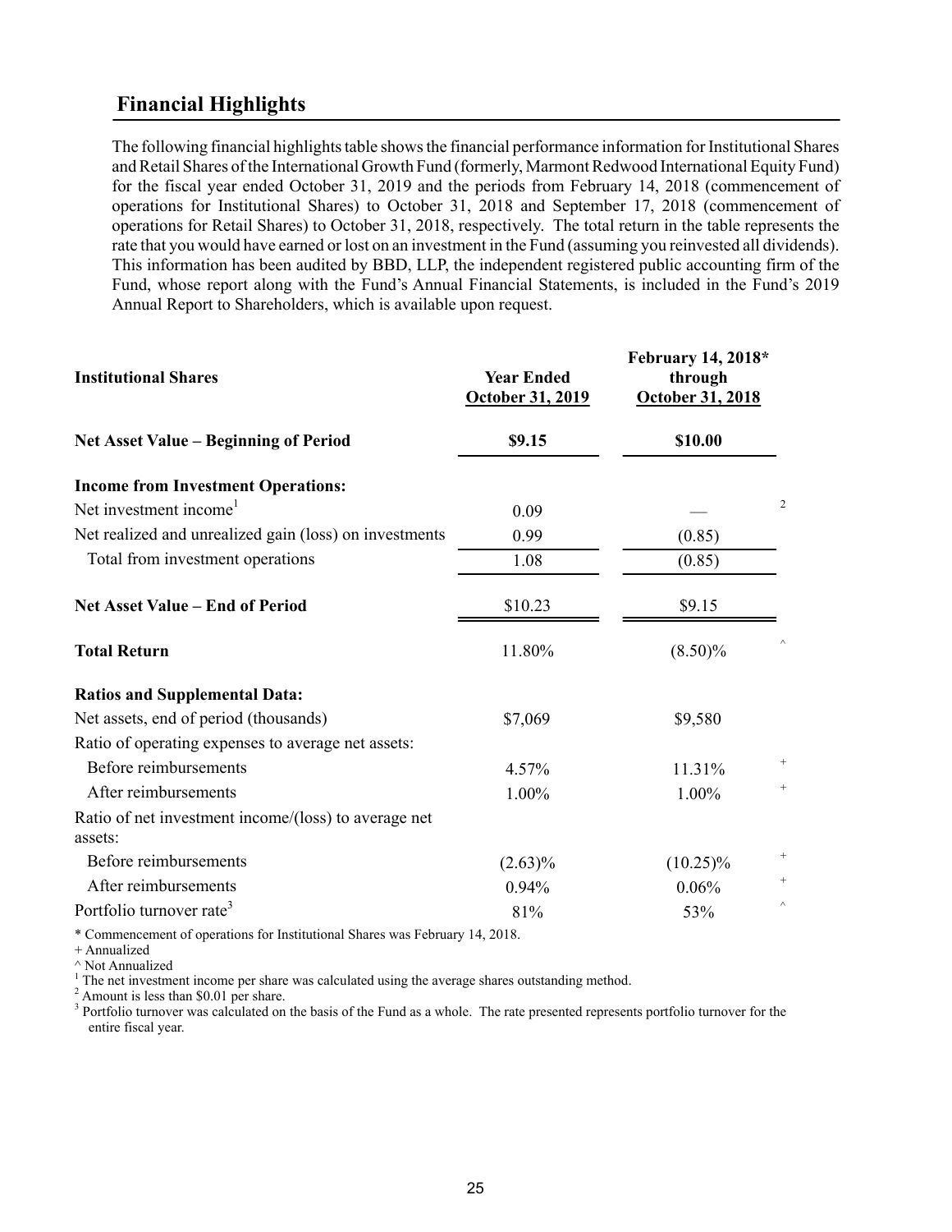## Financial Highlights

The following financial highlights table shows the financial performance information for Institutional Shares and Retail Shares of the International Growth Fund (formerly, Marmont Redwood International Equity Fund) for the fiscal year ended October 31, 2019 and the periods from February 14, 2018 (commencement of operations for Institutional Shares) to October 31, 2018 and September 17, 2018 (commencement of operations for Retail Shares) to October 31, 2018, respectively. The total return in the table represents the rate that you would have earned or lost on an investment in the Fund (assuming you reinvested all dividends). This information has been audited by BBD, LLP, the independent registered public accounting firm of the Fund, whose report along with the Fund's Annual Financial Statements, is included in the Fund's 2019 Annual Report to Shareholders, which is available upon request.

| **Institutional Shares** | **Year Ended October 31, 2019** | **February 14, 2018* through October 31, 2018** |
|---|---|---|
| **Net Asset Value – Beginning of Period** | **$9.15** | **$10.00** |
| **Income from Investment Operations:** | | |
| Net investment income[1] | 0.09 | —[2] |
| Net realized and unrealized gain (loss) on investments | 0.99 | (0.85) |
| Total from investment operations | 1.08 | (0.85) |
| **Net Asset Value – End of Period** | $10.23 | $9.15 |
| **Total Return** | 11.80% | (8.50)%^ |
| **Ratios and Supplemental Data:** | | |
| Net assets, end of period (thousands) | $7,069 | $9,580 |
| Ratio of operating expenses to average net assets: | | |
| Before reimbursements | 4.57% | 11.31%+ |
| After reimbursements | 1.00% | 1.00%+ |
| Ratio of net investment income/(loss) to average net assets: | | |
| Before reimbursements | (2.63)% | (10.25)%+ |
| After reimbursements | 0.94% | 0.06%+ |
| Portfolio turnover rate[3] | 81% | 53%^ |

\* Commencement of operations for Institutional Shares was February 14, 2018.
+ Annualized
^ Not Annualized
[1] The net investment income per share was calculated using the average shares outstanding method.
[2] Amount is less than $0.01 per share.
[3] Portfolio turnover was calculated on the basis of the Fund as a whole. The rate presented represents portfolio turnover for the entire fiscal year.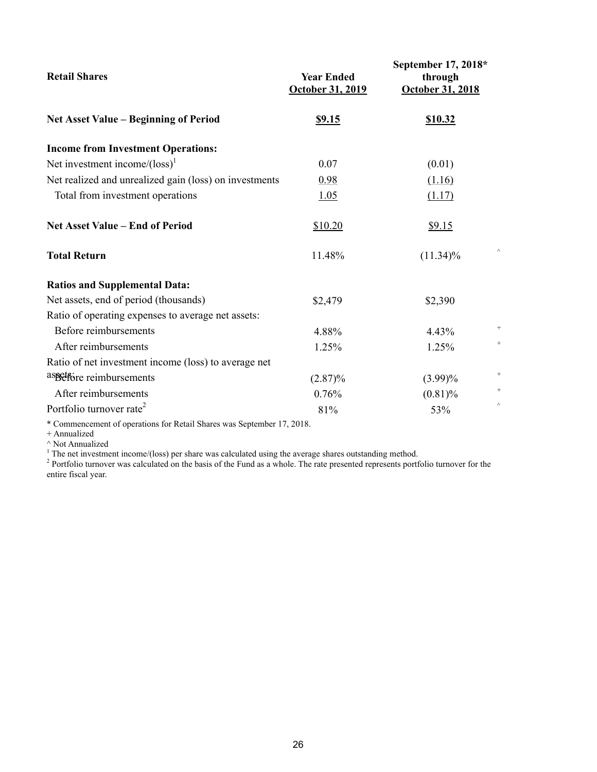| Retail Shares | Year Ended October 31, 2019 | September 17, 2018* through October 31, 2018 | |
|---|---|---|---|
| **Net Asset Value – Beginning of Period** | **$9.15** | **$10.32** | |
| **Income from Investment Operations:** | | | |
| Net investment income/(loss)[1] | 0.07 | (0.01) | |
| Net realized and unrealized gain (loss) on investments | 0.98 | (1.16) | |
| Total from investment operations | 1.05 | (1.17) | |
| **Net Asset Value – End of Period** | $10.20 | $9.15 | |
| **Total Return** | 11.48% | (11.34)% | ^ |
| **Ratios and Supplemental Data:** | | | |
| Net assets, end of period (thousands) | $2,479 | $2,390 | |
| Ratio of operating expenses to average net assets: | | | |
| Before reimbursements | 4.88% | 4.43% | + |
| After reimbursements | 1.25% | 1.25% | + |
| Ratio of net investment income (loss) to average net assets: | | | |
| Before reimbursements | (2.87)% | (3.99)% | + |
| After reimbursements | 0.76% | (0.81)% | + |
| Portfolio turnover rate[2] | 81% | 53% | ^ |

* Commencement of operations for Retail Shares was September 17, 2018.

+ Annualized

^ Not Annualized

[1] The net investment income/(loss) per share was calculated using the average shares outstanding method.

[2] Portfolio turnover was calculated on the basis of the Fund as a whole. The rate presented represents portfolio turnover for the entire fiscal year.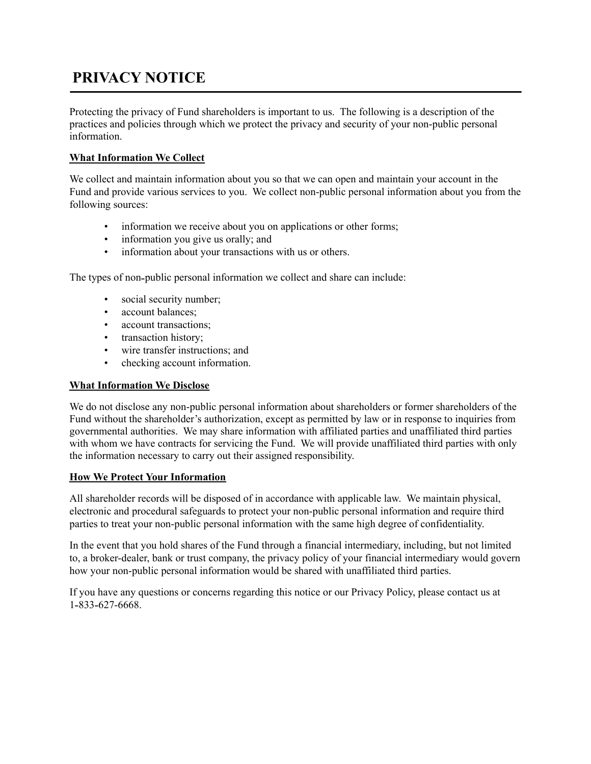# PRIVACY NOTICE

Protecting the privacy of Fund shareholders is important to us. The following is a description of the practices and policies through which we protect the privacy and security of your non-public personal information.

**What Information We Collect**

We collect and maintain information about you so that we can open and maintain your account in the Fund and provide various services to you. We collect non-public personal information about you from the following sources:

- information we receive about you on applications or other forms;
- information you give us orally; and
- information about your transactions with us or others.

The types of non-public personal information we collect and share can include:

- social security number;
- account balances;
- account transactions;
- transaction history;
- wire transfer instructions; and
- checking account information.

**What Information We Disclose**

We do not disclose any non-public personal information about shareholders or former shareholders of the Fund without the shareholder's authorization, except as permitted by law or in response to inquiries from governmental authorities. We may share information with affiliated parties and unaffiliated third parties with whom we have contracts for servicing the Fund. We will provide unaffiliated third parties with only the information necessary to carry out their assigned responsibility.

**How We Protect Your Information**

All shareholder records will be disposed of in accordance with applicable law. We maintain physical, electronic and procedural safeguards to protect your non-public personal information and require third parties to treat your non-public personal information with the same high degree of confidentiality.

In the event that you hold shares of the Fund through a financial intermediary, including, but not limited to, a broker-dealer, bank or trust company, the privacy policy of your financial intermediary would govern how your non-public personal information would be shared with unaffiliated third parties.

If you have any questions or concerns regarding this notice or our Privacy Policy, please contact us at 1-833-627-6668.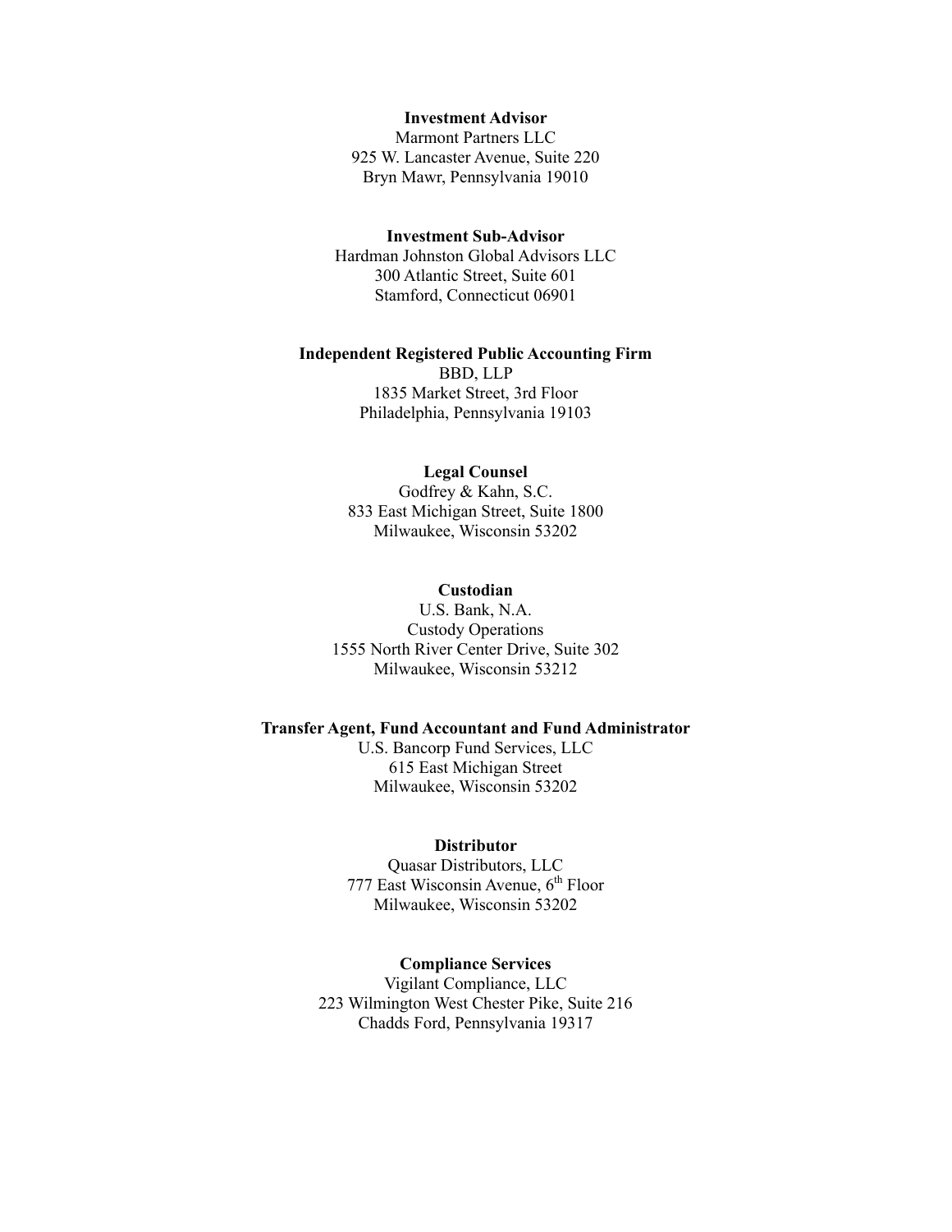**Investment Advisor**
Marmont Partners LLC
925 W. Lancaster Avenue, Suite 220
Bryn Mawr, Pennsylvania 19010

**Investment Sub-Advisor**
Hardman Johnston Global Advisors LLC
300 Atlantic Street, Suite 601
Stamford, Connecticut 06901

**Independent Registered Public Accounting Firm**
BBD, LLP
1835 Market Street, 3rd Floor
Philadelphia, Pennsylvania 19103

**Legal Counsel**
Godfrey & Kahn, S.C.
833 East Michigan Street, Suite 1800
Milwaukee, Wisconsin 53202

**Custodian**
U.S. Bank, N.A.
Custody Operations
1555 North River Center Drive, Suite 302
Milwaukee, Wisconsin 53212

**Transfer Agent, Fund Accountant and Fund Administrator**
U.S. Bancorp Fund Services, LLC
615 East Michigan Street
Milwaukee, Wisconsin 53202

**Distributor**
Quasar Distributors, LLC
777 East Wisconsin Avenue, 6th Floor
Milwaukee, Wisconsin 53202

**Compliance Services**
Vigilant Compliance, LLC
223 Wilmington West Chester Pike, Suite 216
Chadds Ford, Pennsylvania 19317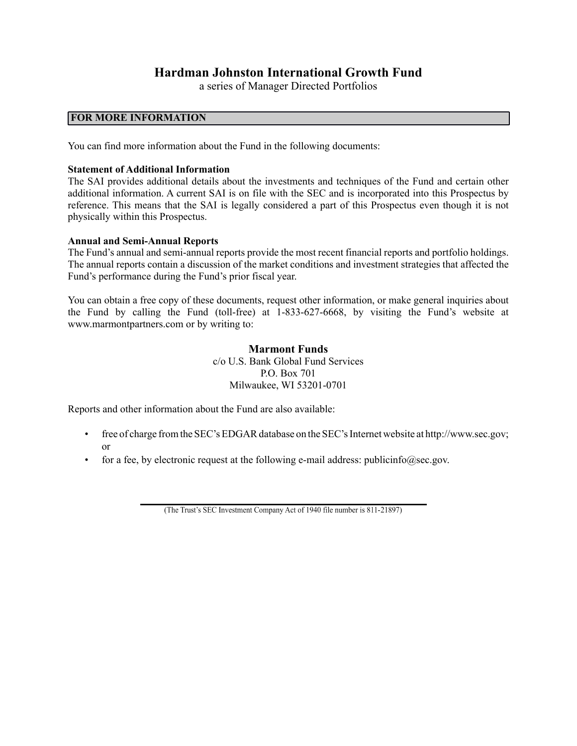# Hardman Johnston International Growth Fund

a series of Manager Directed Portfolios

## FOR MORE INFORMATION

You can find more information about the Fund in the following documents:

**Statement of Additional Information**
The SAI provides additional details about the investments and techniques of the Fund and certain other additional information. A current SAI is on file with the SEC and is incorporated into this Prospectus by reference. This means that the SAI is legally considered a part of this Prospectus even though it is not physically within this Prospectus.

**Annual and Semi-Annual Reports**
The Fund's annual and semi-annual reports provide the most recent financial reports and portfolio holdings. The annual reports contain a discussion of the market conditions and investment strategies that affected the Fund's performance during the Fund's prior fiscal year.

You can obtain a free copy of these documents, request other information, or make general inquiries about the Fund by calling the Fund (toll-free) at 1-833-627-6668, by visiting the Fund's website at www.marmontpartners.com or by writing to:

**Marmont Funds**
c/o U.S. Bank Global Fund Services
P.O. Box 701
Milwaukee, WI 53201-0701

Reports and other information about the Fund are also available:

- free of charge from the SEC's EDGAR database on the SEC's Internet website at http://www.sec.gov; or
- for a fee, by electronic request at the following e-mail address: publicinfo@sec.gov.

(The Trust's SEC Investment Company Act of 1940 file number is 811-21897)